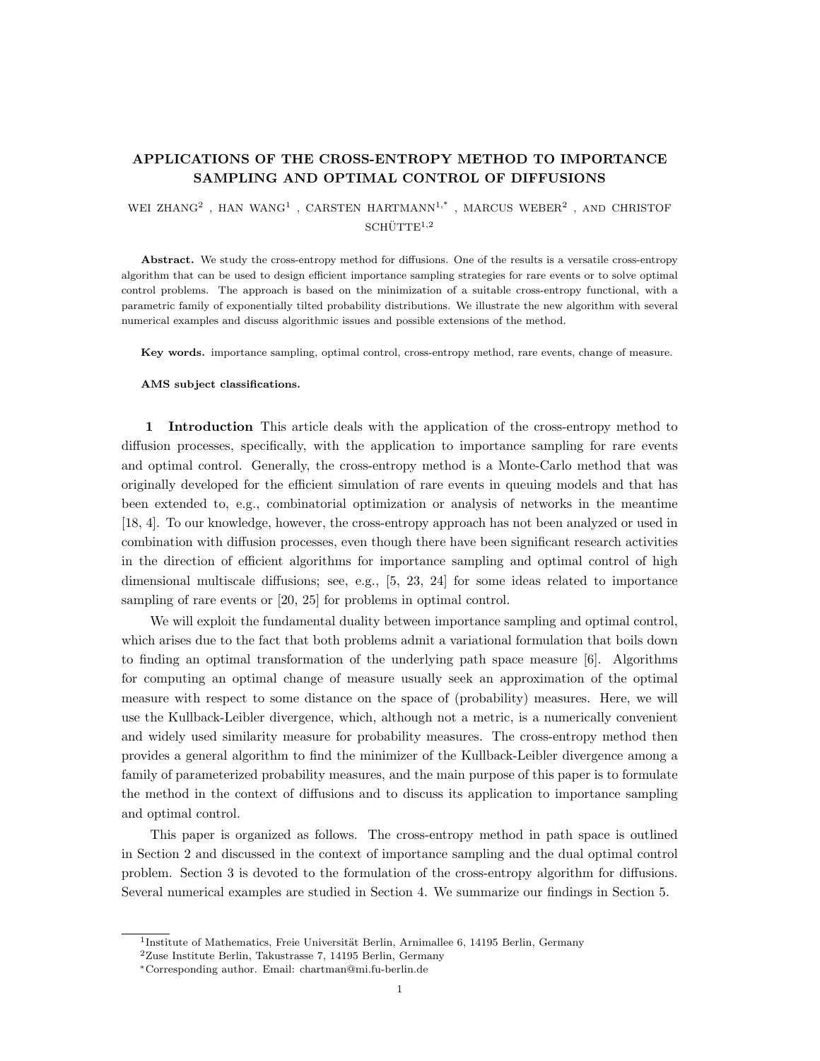# APPLICATIONS OF THE CROSS-ENTROPY METHOD TO IMPORTANCE SAMPLING AND OPTIMAL CONTROL OF DIFFUSIONS

WEI ZHANG[2] , HAN WANG[1] , CARSTEN HARTMANN[1,*] , MARCUS WEBER[2] , AND CHRISTOF SCHÜTTE[1,2]

**Abstract.** We study the cross-entropy method for diffusions. One of the results is a versatile cross-entropy algorithm that can be used to design efficient importance sampling strategies for rare events or to solve optimal control problems. The approach is based on the minimization of a suitable cross-entropy functional, with a parametric family of exponentially tilted probability distributions. We illustrate the new algorithm with several numerical examples and discuss algorithmic issues and possible extensions of the method.

**Key words.** importance sampling, optimal control, cross-entropy method, rare events, change of measure.

**AMS subject classifications.**

## 1 Introduction

This article deals with the application of the cross-entropy method to diffusion processes, specifically, with the application to importance sampling for rare events and optimal control. Generally, the cross-entropy method is a Monte-Carlo method that was originally developed for the efficient simulation of rare events in queuing models and that has been extended to, e.g., combinatorial optimization or analysis of networks in the meantime [18, 4]. To our knowledge, however, the cross-entropy approach has not been analyzed or used in combination with diffusion processes, even though there have been significant research activities in the direction of efficient algorithms for importance sampling and optimal control of high dimensional multiscale diffusions; see, e.g., [5, 23, 24] for some ideas related to importance sampling of rare events or [20, 25] for problems in optimal control.

We will exploit the fundamental duality between importance sampling and optimal control, which arises due to the fact that both problems admit a variational formulation that boils down to finding an optimal transformation of the underlying path space measure [6]. Algorithms for computing an optimal change of measure usually seek an approximation of the optimal measure with respect to some distance on the space of (probability) measures. Here, we will use the Kullback-Leibler divergence, which, although not a metric, is a numerically convenient and widely used similarity measure for probability measures. The cross-entropy method then provides a general algorithm to find the minimizer of the Kullback-Leibler divergence among a family of parameterized probability measures, and the main purpose of this paper is to formulate the method in the context of diffusions and to discuss its application to importance sampling and optimal control.

This paper is organized as follows. The cross-entropy method in path space is outlined in Section 2 and discussed in the context of importance sampling and the dual optimal control problem. Section 3 is devoted to the formulation of the cross-entropy algorithm for diffusions. Several numerical examples are studied in Section 4. We summarize our findings in Section 5.

[1]Institute of Mathematics, Freie Universität Berlin, Arnimallee 6, 14195 Berlin, Germany

[2]Zuse Institute Berlin, Takustrasse 7, 14195 Berlin, Germany

[*]Corresponding author. Email: chartman@mi.fu-berlin.de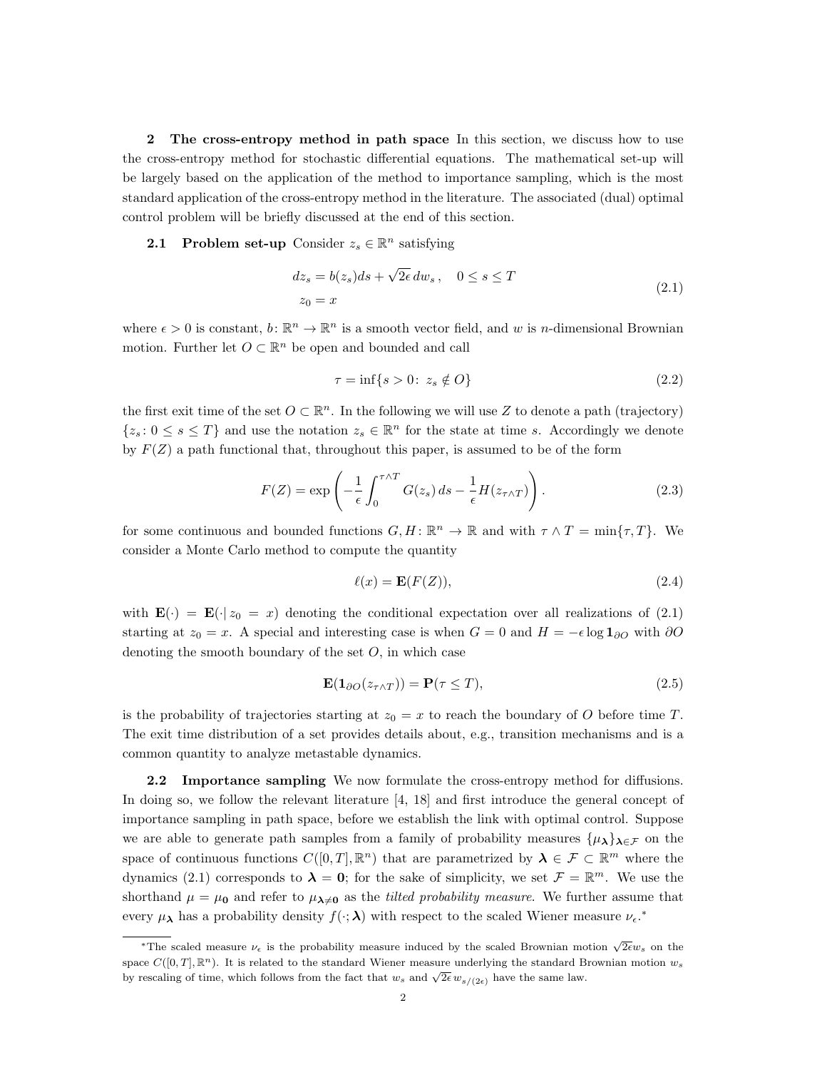## 2 The cross-entropy method in path space

In this section, we discuss how to use the cross-entropy method for stochastic differential equations. The mathematical set-up will be largely based on the application of the method to importance sampling, which is the most standard application of the cross-entropy method in the literature. The associated (dual) optimal control problem will be briefly discussed at the end of this section.

### 2.1 Problem set-up

Consider $z_s \in \mathbb{R}^n$ satisfying

$$
\begin{aligned}
dz_s &= b(z_s)ds + \sqrt{2\epsilon}\, dw_s\,, \quad 0 \le s \le T \\
z_0 &= x
\end{aligned}
\tag{2.1}
$$

where $\epsilon > 0$ is constant, $b\colon \mathbb{R}^n \to \mathbb{R}^n$ is a smooth vector field, and $w$ is $n$-dimensional Brownian motion. Further let $O \subset \mathbb{R}^n$ be open and bounded and call

$$
\tau = \inf\{s > 0\colon\ z_s \notin O\}
\tag{2.2}
$$

the first exit time of the set $O \subset \mathbb{R}^n$. In the following we will use $Z$ to denote a path (trajectory) $\{z_s\colon 0 \le s \le T\}$ and use the notation $z_s \in \mathbb{R}^n$ for the state at time $s$. Accordingly we denote by $F(Z)$ a path functional that, throughout this paper, is assumed to be of the form

$$
F(Z) = \exp\left(-\frac{1}{\epsilon}\int_0^{\tau\wedge T} G(z_s)\, ds - \frac{1}{\epsilon}H(z_{\tau\wedge T})\right).
\tag{2.3}
$$

for some continuous and bounded functions $G, H\colon \mathbb{R}^n \to \mathbb{R}$ and with $\tau \wedge T = \min\{\tau, T\}$. We consider a Monte Carlo method to compute the quantity

$$
\ell(x) = \mathbf{E}(F(Z)),
\tag{2.4}
$$

with $\mathbf{E}(\cdot) = \mathbf{E}(\cdot |\, z_0 = x)$ denoting the conditional expectation over all realizations of (2.1) starting at $z_0 = x$. A special and interesting case is when $G = 0$ and $H = -\epsilon \log \mathbf{1}_{\partial O}$ with $\partial O$ denoting the smooth boundary of the set $O$, in which case

$$
\mathbf{E}(\mathbf{1}_{\partial O}(z_{\tau\wedge T})) = \mathbf{P}(\tau \le T),
\tag{2.5}
$$

is the probability of trajectories starting at $z_0 = x$ to reach the boundary of $O$ before time $T$. The exit time distribution of a set provides details about, e.g., transition mechanisms and is a common quantity to analyze metastable dynamics.

### 2.2 Importance sampling

We now formulate the cross-entropy method for diffusions. In doing so, we follow the relevant literature [4, 18] and first introduce the general concept of importance sampling in path space, before we establish the link with optimal control. Suppose we are able to generate path samples from a family of probability measures $\{\mu_{\boldsymbol{\lambda}}\}_{\boldsymbol{\lambda}\in\mathcal{F}}$ on the space of continuous functions $C([0,T],\mathbb{R}^n)$ that are parametrized by $\boldsymbol{\lambda} \in \mathcal{F} \subset \mathbb{R}^m$ where the dynamics (2.1) corresponds to $\boldsymbol{\lambda} = \mathbf{0}$; for the sake of simplicity, we set $\mathcal{F} = \mathbb{R}^m$. We use the shorthand $\mu = \mu_{\mathbf{0}}$ and refer to $\mu_{\boldsymbol{\lambda}\neq\mathbf{0}}$ as the *tilted probability measure*. We further assume that every $\mu_{\boldsymbol{\lambda}}$ has a probability density $f(\cdot;\boldsymbol{\lambda})$ with respect to the scaled Wiener measure $\nu_\epsilon$.*

*The scaled measure $\nu_\epsilon$ is the probability measure induced by the scaled Brownian motion $\sqrt{2\epsilon}w_s$ on the space $C([0,T],\mathbb{R}^n)$. It is related to the standard Wiener measure underlying the standard Brownian motion $w_s$ by rescaling of time, which follows from the fact that $w_s$ and $\sqrt{2\epsilon}\, w_{s/(2\epsilon)}$ have the same law.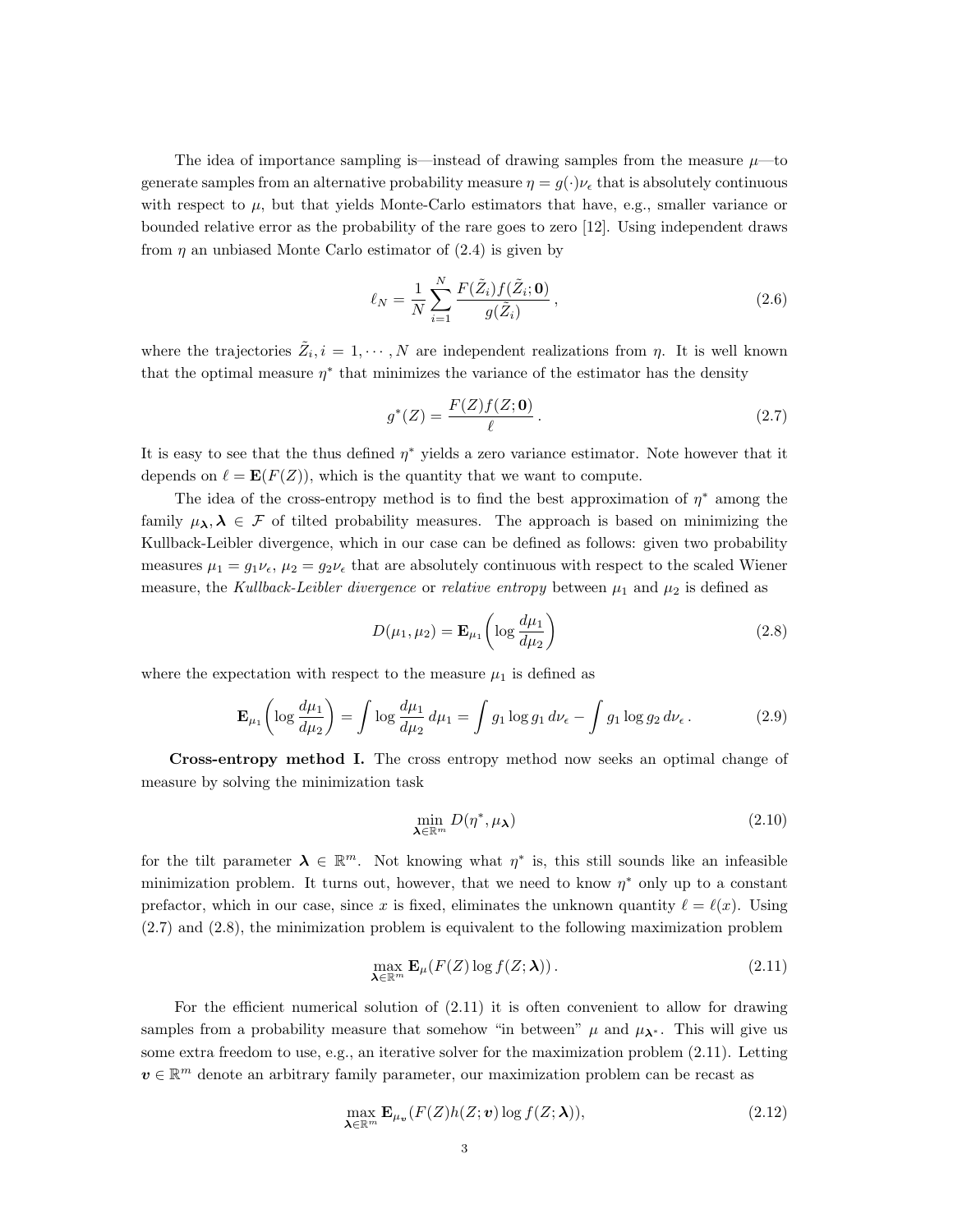The idea of importance sampling is—instead of drawing samples from the measure $\mu$—to generate samples from an alternative probability measure $\eta = g(\cdot)\nu_\epsilon$ that is absolutely continuous with respect to $\mu$, but that yields Monte-Carlo estimators that have, e.g., smaller variance or bounded relative error as the probability of the rare goes to zero [12]. Using independent draws from $\eta$ an unbiased Monte Carlo estimator of (2.4) is given by

$$\ell_N = \frac{1}{N}\sum_{i=1}^{N} \frac{F(\tilde{Z}_i) f(\tilde{Z}_i; \mathbf{0})}{g(\tilde{Z}_i)}\,, \tag{2.6}$$

where the trajectories $\tilde{Z}_i, i = 1, \cdots, N$ are independent realizations from $\eta$. It is well known that the optimal measure $\eta^*$ that minimizes the variance of the estimator has the density

$$g^*(Z) = \frac{F(Z) f(Z; \mathbf{0})}{\ell}\,. \tag{2.7}$$

It is easy to see that the thus defined $\eta^*$ yields a zero variance estimator. Note however that it depends on $\ell = \mathbf{E}(F(Z))$, which is the quantity that we want to compute.

The idea of the cross-entropy method is to find the best approximation of $\eta^*$ among the family $\mu_{\boldsymbol{\lambda}}, \boldsymbol{\lambda} \in \mathcal{F}$ of tilted probability measures. The approach is based on minimizing the Kullback-Leibler divergence, which in our case can be defined as follows: given two probability measures $\mu_1 = g_1\nu_\epsilon$, $\mu_2 = g_2\nu_\epsilon$ that are absolutely continuous with respect to the scaled Wiener measure, the *Kullback-Leibler divergence* or *relative entropy* between $\mu_1$ and $\mu_2$ is defined as

$$D(\mu_1, \mu_2) = \mathbf{E}_{\mu_1}\left(\log \frac{d\mu_1}{d\mu_2}\right) \tag{2.8}$$

where the expectation with respect to the measure $\mu_1$ is defined as

$$\mathbf{E}_{\mu_1}\left(\log \frac{d\mu_1}{d\mu_2}\right) = \int \log \frac{d\mu_1}{d\mu_2}\, d\mu_1 = \int g_1 \log g_1 \, d\nu_\epsilon - \int g_1 \log g_2 \, d\nu_\epsilon\,. \tag{2.9}$$

**Cross-entropy method I.** The cross entropy method now seeks an optimal change of measure by solving the minimization task

$$\min_{\boldsymbol{\lambda} \in \mathbb{R}^m} D(\eta^*, \mu_{\boldsymbol{\lambda}}) \tag{2.10}$$

for the tilt parameter $\boldsymbol{\lambda} \in \mathbb{R}^m$. Not knowing what $\eta^*$ is, this still sounds like an infeasible minimization problem. It turns out, however, that we need to know $\eta^*$ only up to a constant prefactor, which in our case, since $x$ is fixed, eliminates the unknown quantity $\ell = \ell(x)$. Using (2.7) and (2.8), the minimization problem is equivalent to the following maximization problem

$$\max_{\boldsymbol{\lambda} \in \mathbb{R}^m} \mathbf{E}_\mu(F(Z) \log f(Z; \boldsymbol{\lambda}))\,. \tag{2.11}$$

For the efficient numerical solution of (2.11) it is often convenient to allow for drawing samples from a probability measure that somehow "in between" $\mu$ and $\mu_{\boldsymbol{\lambda}^*}$. This will give us some extra freedom to use, e.g., an iterative solver for the maximization problem (2.11). Letting $\boldsymbol{v} \in \mathbb{R}^m$ denote an arbitrary family parameter, our maximization problem can be recast as

$$\max_{\boldsymbol{\lambda} \in \mathbb{R}^m} \mathbf{E}_{\mu_{\boldsymbol{v}}}(F(Z) h(Z; \boldsymbol{v}) \log f(Z; \boldsymbol{\lambda})), \tag{2.12}$$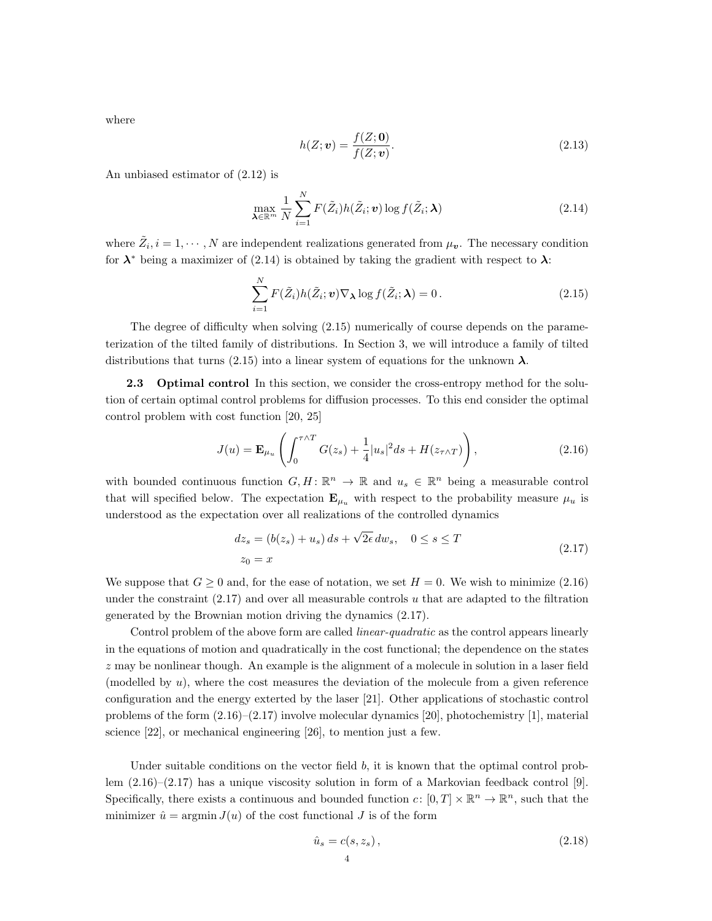where

$$h(Z;\boldsymbol{v}) = \frac{f(Z;\mathbf{0})}{f(Z;\boldsymbol{v})}. \tag{2.13}$$

An unbiased estimator of (2.12) is

$$\max_{\boldsymbol{\lambda}\in\mathbb{R}^m} \frac{1}{N}\sum_{i=1}^{N} F(\tilde{Z}_i)h(\tilde{Z}_i;\boldsymbol{v})\log f(\tilde{Z}_i;\boldsymbol{\lambda}) \tag{2.14}$$

where $\tilde{Z}_i, i = 1,\cdots,N$ are independent realizations generated from $\mu_{\boldsymbol{v}}$. The necessary condition for $\boldsymbol{\lambda}^*$ being a maximizer of (2.14) is obtained by taking the gradient with respect to $\boldsymbol{\lambda}$:

$$\sum_{i=1}^{N} F(\tilde{Z}_i)h(\tilde{Z}_i;\boldsymbol{v})\nabla_{\boldsymbol{\lambda}}\log f(\tilde{Z}_i;\boldsymbol{\lambda}) = 0\,. \tag{2.15}$$

The degree of difficulty when solving (2.15) numerically of course depends on the parameterization of the tilted family of distributions. In Section 3, we will introduce a family of tilted distributions that turns (2.15) into a linear system of equations for the unknown $\boldsymbol{\lambda}$.

**2.3 Optimal control** In this section, we consider the cross-entropy method for the solution of certain optimal control problems for diffusion processes. To this end consider the optimal control problem with cost function [20, 25]

$$J(u) = \mathbf{E}_{\mu_u}\left(\int_0^{\tau\wedge T} G(z_s) + \frac{1}{4}|u_s|^2 ds + H(z_{\tau\wedge T})\right), \tag{2.16}$$

with bounded continuous function $G, H\colon \mathbb{R}^n \to \mathbb{R}$ and $u_s \in \mathbb{R}^n$ being a measurable control that will specified below. The expectation $\mathbf{E}_{\mu_u}$ with respect to the probability measure $\mu_u$ is understood as the expectation over all realizations of the controlled dynamics

$$\begin{aligned} dz_s &= (b(z_s) + u_s)\,ds + \sqrt{2\epsilon}\,dw_s, \quad 0 \le s \le T \\ z_0 &= x \end{aligned} \tag{2.17}$$

We suppose that $G \geq 0$ and, for the ease of notation, we set $H = 0$. We wish to minimize (2.16) under the constraint (2.17) and over all measurable controls $u$ that are adapted to the filtration generated by the Brownian motion driving the dynamics (2.17).

Control problem of the above form are called *linear-quadratic* as the control appears linearly in the equations of motion and quadratically in the cost functional; the dependence on the states $z$ may be nonlinear though. An example is the alignment of a molecule in solution in a laser field (modelled by $u$), where the cost measures the deviation of the molecule from a given reference configuration and the energy exterted by the laser [21]. Other applications of stochastic control problems of the form (2.16)–(2.17) involve molecular dynamics [20], photochemistry [1], material science [22], or mechanical engineering [26], to mention just a few.

Under suitable conditions on the vector field $b$, it is known that the optimal control problem (2.16)–(2.17) has a unique viscosity solution in form of a Markovian feedback control [9]. Specifically, there exists a continuous and bounded function $c\colon [0,T]\times\mathbb{R}^n \to \mathbb{R}^n$, such that the minimizer $\hat{u} = \operatorname{argmin} J(u)$ of the cost functional $J$ is of the form

$$\hat{u}_s = c(s, z_s)\,, \tag{2.18}$$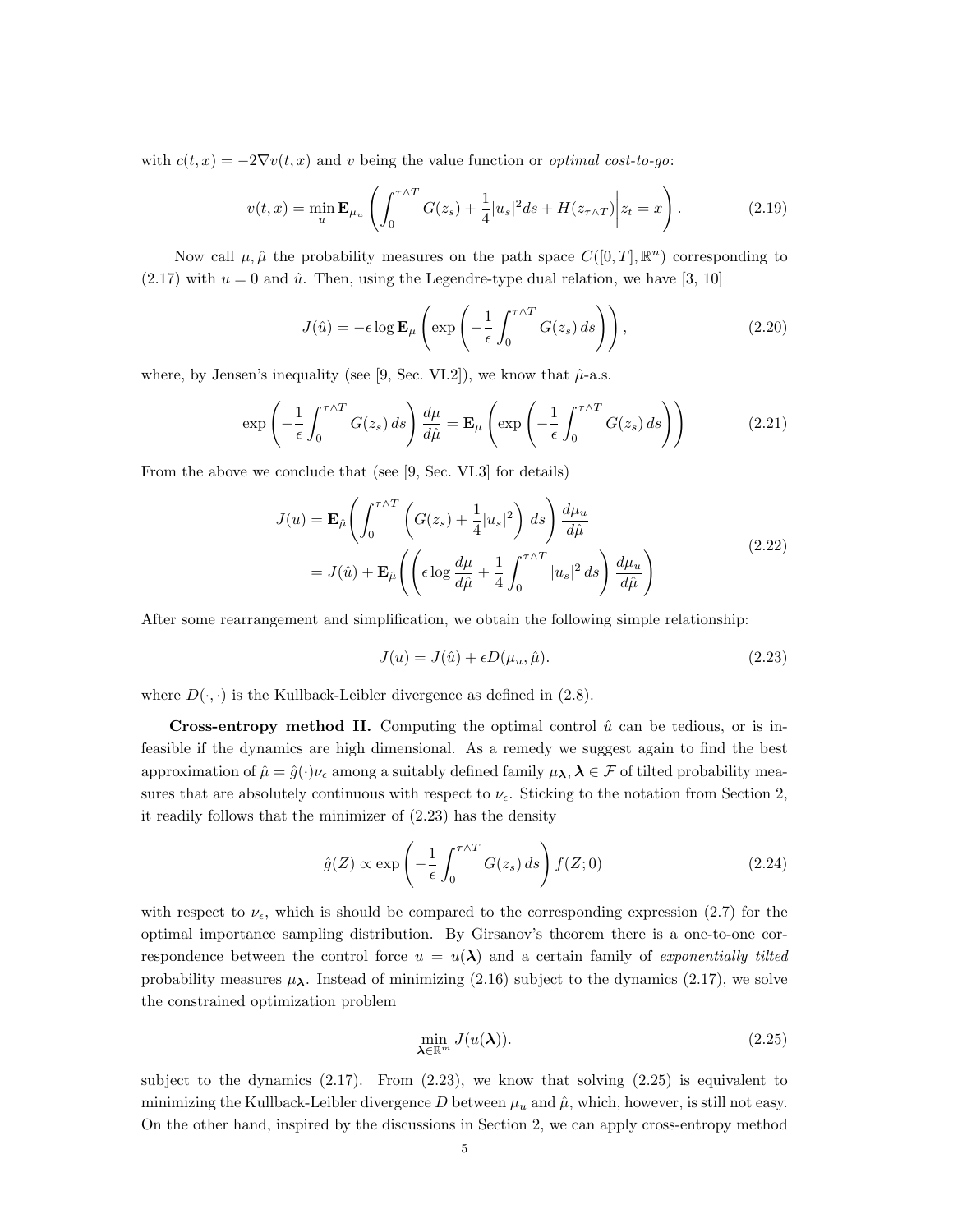with $c(t,x) = -2\nabla v(t,x)$ and $v$ being the value function or *optimal cost-to-go*:

$$v(t,x) = \min_u \mathbf{E}_{\mu_u} \left( \int_0^{\tau \wedge T} G(z_s) + \frac{1}{4}|u_s|^2 ds + H(z_{\tau \wedge T}) \bigg| z_t = x \right). \tag{2.19}$$

Now call $\mu, \hat{\mu}$ the probability measures on the path space $C([0,T],\mathbb{R}^n)$ corresponding to (2.17) with $u = 0$ and $\hat{u}$. Then, using the Legendre-type dual relation, we have [3, 10]

$$J(\hat{u}) = -\epsilon \log \mathbf{E}_\mu \left( \exp\left( -\frac{1}{\epsilon} \int_0^{\tau \wedge T} G(z_s)\, ds \right) \right), \tag{2.20}$$

where, by Jensen's inequality (see [9, Sec. VI.2]), we know that $\hat{\mu}$-a.s.

$$\exp\left( -\frac{1}{\epsilon} \int_0^{\tau \wedge T} G(z_s)\, ds \right) \frac{d\mu}{d\hat{\mu}} = \mathbf{E}_\mu \left( \exp\left( -\frac{1}{\epsilon} \int_0^{\tau \wedge T} G(z_s)\, ds \right) \right) \tag{2.21}$$

From the above we conclude that (see [9, Sec. VI.3] for details)

$$\begin{aligned} J(u) &= \mathbf{E}_{\hat{\mu}} \Bigg( \int_0^{\tau \wedge T} \left( G(z_s) + \frac{1}{4}|u_s|^2 \right) ds \Bigg) \frac{d\mu_u}{d\hat{\mu}} \\ &= J(\hat{u}) + \mathbf{E}_{\hat{\mu}} \Bigg( \left( \epsilon \log \frac{d\mu}{d\hat{\mu}} + \frac{1}{4} \int_0^{\tau \wedge T} |u_s|^2\, ds \right) \frac{d\mu_u}{d\hat{\mu}} \Bigg) \end{aligned} \tag{2.22}$$

After some rearrangement and simplification, we obtain the following simple relationship:

$$J(u) = J(\hat{u}) + \epsilon D(\mu_u, \hat{\mu}). \tag{2.23}$$

where $D(\cdot,\cdot)$ is the Kullback-Leibler divergence as defined in (2.8).

**Cross-entropy method II.** Computing the optimal control $\hat{u}$ can be tedious, or is infeasible if the dynamics are high dimensional. As a remedy we suggest again to find the best approximation of $\hat{\mu} = \hat{g}(\cdot)\nu_\epsilon$ among a suitably defined family $\mu_{\boldsymbol{\lambda}}, \boldsymbol{\lambda} \in \mathcal{F}$ of tilted probability measures that are absolutely continuous with respect to $\nu_\epsilon$. Sticking to the notation from Section 2, it readily follows that the minimizer of (2.23) has the density

$$\hat{g}(Z) \propto \exp\left( -\frac{1}{\epsilon} \int_0^{\tau \wedge T} G(z_s)\, ds \right) f(Z;0) \tag{2.24}$$

with respect to $\nu_\epsilon$, which is should be compared to the corresponding expression (2.7) for the optimal importance sampling distribution. By Girsanov's theorem there is a one-to-one correspondence between the control force $u = u(\boldsymbol{\lambda})$ and a certain family of *exponentially tilted* probability measures $\mu_{\boldsymbol{\lambda}}$. Instead of minimizing (2.16) subject to the dynamics (2.17), we solve the constrained optimization problem

$$\min_{\boldsymbol{\lambda} \in \mathbb{R}^m} J(u(\boldsymbol{\lambda})). \tag{2.25}$$

subject to the dynamics (2.17). From (2.23), we know that solving (2.25) is equivalent to minimizing the Kullback-Leibler divergence $D$ between $\mu_u$ and $\hat{\mu}$, which, however, is still not easy. On the other hand, inspired by the discussions in Section 2, we can apply cross-entropy method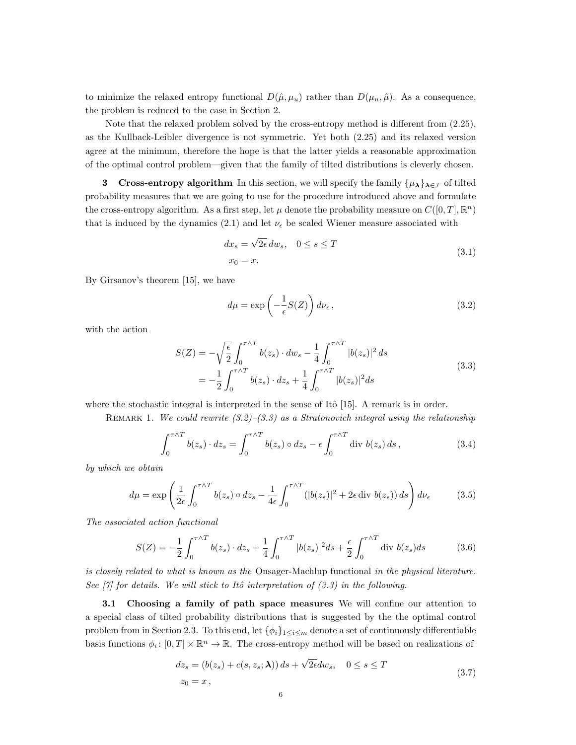to minimize the relaxed entropy functional $D(\hat{\mu}, \mu_u)$ rather than $D(\mu_u, \hat{\mu})$. As a consequence, the problem is reduced to the case in Section 2.

Note that the relaxed problem solved by the cross-entropy method is different from (2.25), as the Kullback-Leibler divergence is not symmetric. Yet both (2.25) and its relaxed version agree at the minimum, therefore the hope is that the latter yields a reasonable approximation of the optimal control problem—given that the family of tilted distributions is cleverly chosen.

## 3 Cross-entropy algorithm

In this section, we will specify the family $\{\mu_{\boldsymbol{\lambda}}\}_{\boldsymbol{\lambda}\in\mathcal{F}}$ of tilted probability measures that we are going to use for the procedure introduced above and formulate the cross-entropy algorithm. As a first step, let $\mu$ denote the probability measure on $C([0,T],\mathbb{R}^n)$ that is induced by the dynamics (2.1) and let $\nu_\epsilon$ be scaled Wiener measure associated with

$$
\begin{aligned}
dx_s &= \sqrt{2\epsilon}\, dw_s, \quad 0 \le s \le T \\
x_0 &= x.
\end{aligned}
\tag{3.1}
$$

By Girsanov's theorem [15], we have

$$
d\mu = \exp\left(-\frac{1}{\epsilon} S(Z)\right) d\nu_\epsilon\,, \tag{3.2}
$$

with the action

$$
\begin{aligned}
S(Z) &= -\sqrt{\frac{\epsilon}{2}} \int_0^{\tau\wedge T} b(z_s)\cdot dw_s - \frac{1}{4}\int_0^{\tau\wedge T} |b(z_s)|^2\, ds \\
&= -\frac{1}{2}\int_0^{\tau\wedge T} b(z_s)\cdot dz_s + \frac{1}{4}\int_0^{\tau\wedge T} |b(z_s)|^2 ds
\end{aligned}
\tag{3.3}
$$

where the stochastic integral is interpreted in the sense of Itô [15]. A remark is in order.

Remark 1. *We could rewrite (3.2)–(3.3) as a Stratonovich integral using the relationship*

$$
\int_0^{\tau\wedge T} b(z_s)\cdot dz_s = \int_0^{\tau\wedge T} b(z_s)\circ dz_s - \epsilon\int_0^{\tau\wedge T} \mathrm{div}\; b(z_s)\, ds\,, \tag{3.4}
$$

*by which we obtain*

$$
d\mu = \exp\left(\frac{1}{2\epsilon}\int_0^{\tau\wedge T} b(z_s)\circ dz_s - \frac{1}{4\epsilon}\int_0^{\tau\wedge T} \left(|b(z_s)|^2 + 2\epsilon\,\mathrm{div}\; b(z_s)\right) ds\right) d\nu_\epsilon \tag{3.5}
$$

*The associated action functional*

$$
S(Z) = -\frac{1}{2}\int_0^{\tau\wedge T} b(z_s)\cdot dz_s + \frac{1}{4}\int_0^{\tau\wedge T} |b(z_s)|^2 ds + \frac{\epsilon}{2}\int_0^{\tau\wedge T} \mathrm{div}\; b(z_s) ds \tag{3.6}
$$

*is closely related to what is known as the* Onsager-Machlup functional *in the physical literature. See [7] for details. We will stick to Itô interpretation of (3.3) in the following.*

### 3.1 Choosing a family of path space measures

We will confine our attention to a special class of tilted probability distributions that is suggested by the the optimal control problem from in Section 2.3. To this end, let $\{\phi_i\}_{1\le i\le m}$ denote a set of continuously differentiable basis functions $\phi_i\colon [0,T]\times\mathbb{R}^n \to \mathbb{R}$. The cross-entropy method will be based on realizations of

$$
\begin{aligned}
dz_s &= (b(z_s) + c(s, z_s; \boldsymbol{\lambda}))\, ds + \sqrt{2\epsilon} dw_s, \quad 0 \le s \le T \\
z_0 &= x\,,
\end{aligned}
\tag{3.7}
$$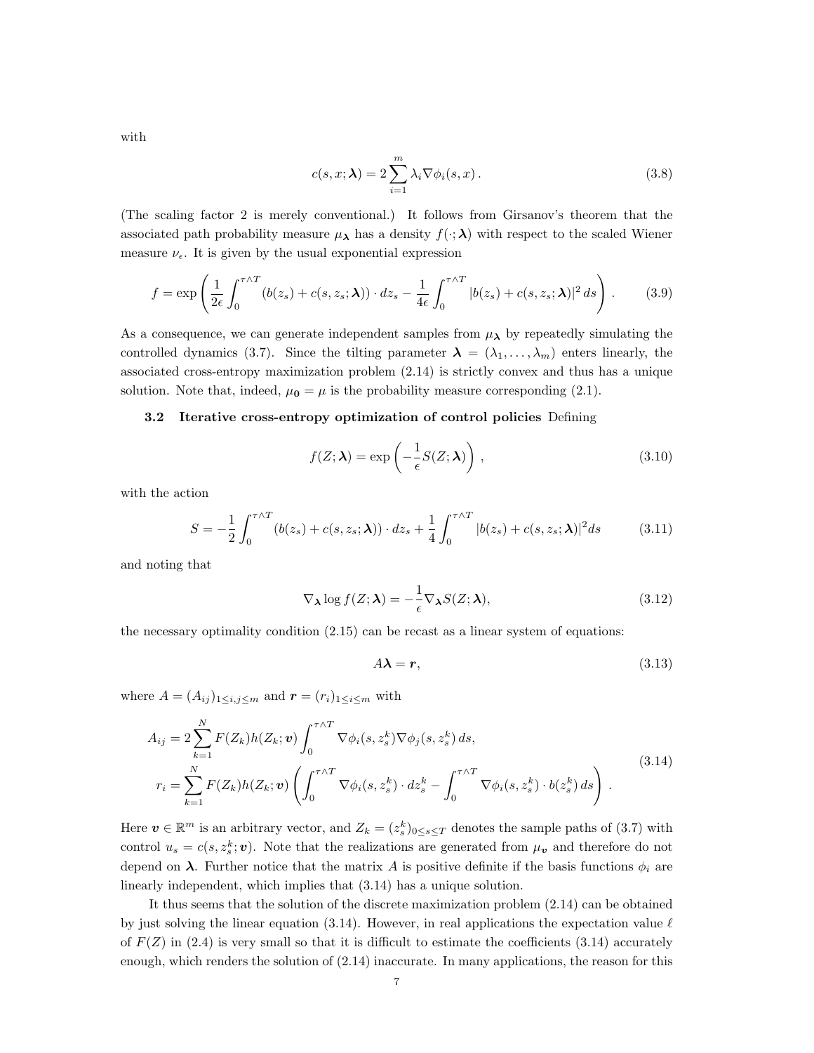with

$$c(s,x;\boldsymbol{\lambda}) = 2\sum_{i=1}^{m} \lambda_i \nabla\phi_i(s,x)\,. \tag{3.8}$$

(The scaling factor 2 is merely conventional.) It follows from Girsanov's theorem that the associated path probability measure $\mu_{\boldsymbol{\lambda}}$ has a density $f(\cdot;\boldsymbol{\lambda})$ with respect to the scaled Wiener measure $\nu_\epsilon$. It is given by the usual exponential expression

$$f = \exp\left(\frac{1}{2\epsilon}\int_0^{\tau\wedge T} (b(z_s) + c(s,z_s;\boldsymbol{\lambda}))\cdot dz_s - \frac{1}{4\epsilon}\int_0^{\tau\wedge T} |b(z_s) + c(s,z_s;\boldsymbol{\lambda})|^2\,ds\right)\,. \tag{3.9}$$

As a consequence, we can generate independent samples from $\mu_{\boldsymbol{\lambda}}$ by repeatedly simulating the controlled dynamics (3.7). Since the tilting parameter $\boldsymbol{\lambda} = (\lambda_1,\ldots,\lambda_m)$ enters linearly, the associated cross-entropy maximization problem (2.14) is strictly convex and thus has a unique solution. Note that, indeed, $\mu_{\mathbf{0}} = \mu$ is the probability measure corresponding (2.1).

**3.2 Iterative cross-entropy optimization of control policies** Defining

$$f(Z;\boldsymbol{\lambda}) = \exp\left(-\frac{1}{\epsilon}S(Z;\boldsymbol{\lambda})\right)\,, \tag{3.10}$$

with the action

$$S = -\frac{1}{2}\int_0^{\tau\wedge T} (b(z_s) + c(s,z_s;\boldsymbol{\lambda}))\cdot dz_s + \frac{1}{4}\int_0^{\tau\wedge T} |b(z_s) + c(s,z_s;\boldsymbol{\lambda})|^2 ds \tag{3.11}$$

and noting that

$$\nabla_{\boldsymbol{\lambda}} \log f(Z;\boldsymbol{\lambda}) = -\frac{1}{\epsilon}\nabla_{\boldsymbol{\lambda}} S(Z;\boldsymbol{\lambda}), \tag{3.12}$$

the necessary optimality condition (2.15) can be recast as a linear system of equations:

$$A\boldsymbol{\lambda} = \boldsymbol{r}, \tag{3.13}$$

where $A = (A_{ij})_{1\le i,j\le m}$ and $\boldsymbol{r} = (r_i)_{1\le i\le m}$ with

$$\begin{aligned} A_{ij} &= 2\sum_{k=1}^{N} F(Z_k)h(Z_k;\boldsymbol{v})\int_0^{\tau\wedge T} \nabla\phi_i(s,z_s^k)\nabla\phi_j(s,z_s^k)\,ds, \\ r_i &= \sum_{k=1}^{N} F(Z_k)h(Z_k;\boldsymbol{v})\left(\int_0^{\tau\wedge T} \nabla\phi_i(s,z_s^k)\cdot dz_s^k - \int_0^{\tau\wedge T} \nabla\phi_i(s,z_s^k)\cdot b(z_s^k)\,ds\right)\,. \end{aligned} \tag{3.14}$$

Here $\boldsymbol{v}\in\mathbb{R}^m$ is an arbitrary vector, and $Z_k = (z_s^k)_{0\le s\le T}$ denotes the sample paths of (3.7) with control $u_s = c(s,z_s^k;\boldsymbol{v})$. Note that the realizations are generated from $\mu_{\boldsymbol{v}}$ and therefore do not depend on $\boldsymbol{\lambda}$. Further notice that the matrix $A$ is positive definite if the basis functions $\phi_i$ are linearly independent, which implies that (3.14) has a unique solution.

It thus seems that the solution of the discrete maximization problem (2.14) can be obtained by just solving the linear equation (3.14). However, in real applications the expectation value $\ell$ of $F(Z)$ in (2.4) is very small so that it is difficult to estimate the coefficients (3.14) accurately enough, which renders the solution of (2.14) inaccurate. In many applications, the reason for this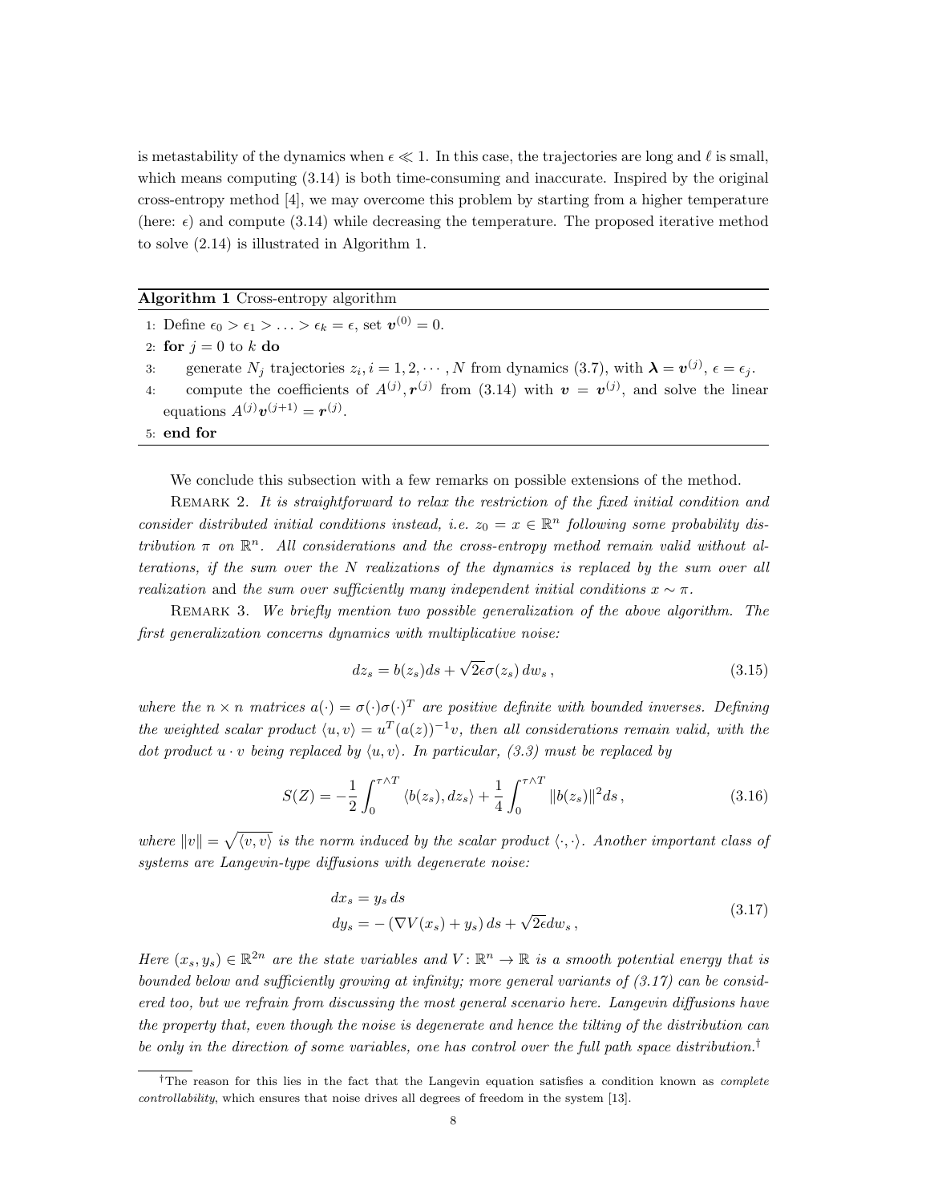is metastability of the dynamics when $\epsilon \ll 1$. In this case, the trajectories are long and $\ell$ is small, which means computing (3.14) is both time-consuming and inaccurate. Inspired by the original cross-entropy method [4], we may overcome this problem by starting from a higher temperature (here: $\epsilon$) and compute (3.14) while decreasing the temperature. The proposed iterative method to solve (2.14) is illustrated in Algorithm 1.

**Algorithm 1** Cross-entropy algorithm

1: Define $\epsilon_0 > \epsilon_1 > \ldots > \epsilon_k = \epsilon$, set $\boldsymbol{v}^{(0)} = 0$.
2: **for** $j = 0$ to $k$ **do**
3: generate $N_j$ trajectories $z_i, i = 1, 2, \cdots, N$ from dynamics (3.7), with $\boldsymbol{\lambda} = \boldsymbol{v}^{(j)}$, $\epsilon = \epsilon_j$.
4: compute the coefficients of $A^{(j)}, \boldsymbol{r}^{(j)}$ from (3.14) with $\boldsymbol{v} = \boldsymbol{v}^{(j)}$, and solve the linear equations $A^{(j)}\boldsymbol{v}^{(j+1)} = \boldsymbol{r}^{(j)}$.
5: **end for**

We conclude this subsection with a few remarks on possible extensions of the method.

Remark 2. *It is straightforward to relax the restriction of the fixed initial condition and consider distributed initial conditions instead, i.e. $z_0 = x \in \mathbb{R}^n$ following some probability distribution $\pi$ on $\mathbb{R}^n$. All considerations and the cross-entropy method remain valid without alterations, if the sum over the $N$ realizations of the dynamics is replaced by the sum over all realization* and *the sum over sufficiently many independent initial conditions $x \sim \pi$.*

Remark 3. *We briefly mention two possible generalization of the above algorithm. The first generalization concerns dynamics with multiplicative noise:*

$$dz_s = b(z_s)ds + \sqrt{2\epsilon}\sigma(z_s)\, dw_s\,, \tag{3.15}$$

*where the $n \times n$ matrices $a(\cdot) = \sigma(\cdot)\sigma(\cdot)^T$ are positive definite with bounded inverses. Defining the weighted scalar product $\langle u, v\rangle = u^T(a(z))^{-1}v$, then all considerations remain valid, with the dot product $u \cdot v$ being replaced by $\langle u, v\rangle$. In particular, (3.3) must be replaced by*

$$S(Z) = -\frac{1}{2}\int_0^{\tau\wedge T} \langle b(z_s), dz_s\rangle + \frac{1}{4}\int_0^{\tau\wedge T} \|b(z_s)\|^2 ds\,, \tag{3.16}$$

*where $\|v\| = \sqrt{\langle v, v\rangle}$ is the norm induced by the scalar product $\langle\cdot,\cdot\rangle$. Another important class of systems are Langevin-type diffusions with degenerate noise:*

$$\begin{aligned} dx_s &= y_s\, ds \\ dy_s &= -\left(\nabla V(x_s) + y_s\right) ds + \sqrt{2\epsilon} dw_s\,, \end{aligned} \tag{3.17}$$

*Here $(x_s, y_s) \in \mathbb{R}^{2n}$ are the state variables and $V\colon \mathbb{R}^n \to \mathbb{R}$ is a smooth potential energy that is bounded below and sufficiently growing at infinity; more general variants of (3.17) can be considered too, but we refrain from discussing the most general scenario here. Langevin diffusions have the property that, even though the noise is degenerate and hence the tilting of the distribution can be only in the direction of some variables, one has control over the full path space distribution.*[†]

[†]The reason for this lies in the fact that the Langevin equation satisfies a condition known as *complete controllability*, which ensures that noise drives all degrees of freedom in the system [13].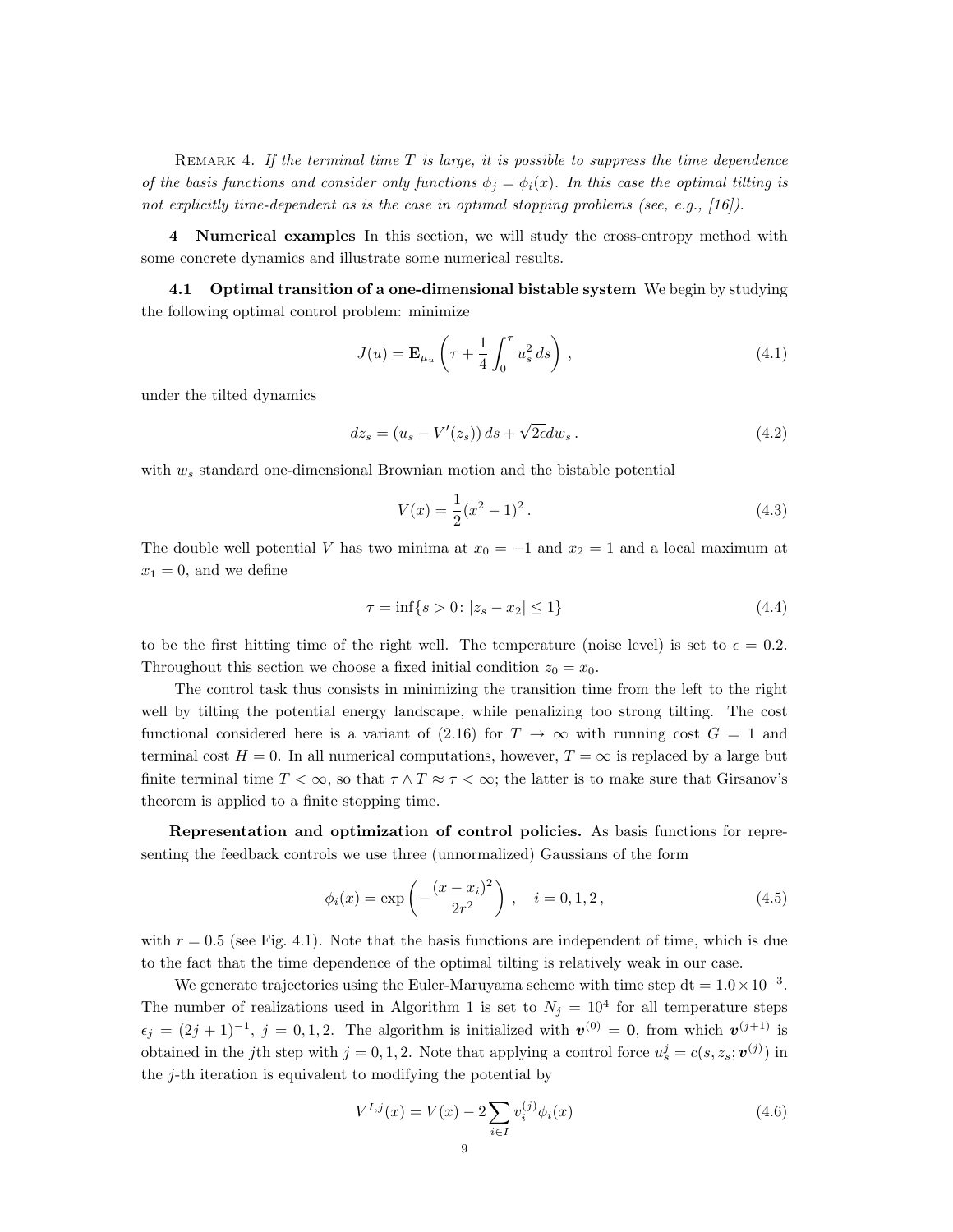REMARK 4. *If the terminal time $T$ is large, it is possible to suppress the time dependence of the basis functions and consider only functions $\phi_j = \phi_i(x)$. In this case the optimal tilting is not explicitly time-dependent as is the case in optimal stopping problems (see, e.g., [16]).*

## 4 Numerical examples

In this section, we will study the cross-entropy method with some concrete dynamics and illustrate some numerical results.

### 4.1 Optimal transition of a one-dimensional bistable system

We begin by studying the following optimal control problem: minimize

$$J(u) = \mathbf{E}_{\mu_u}\left(\tau + \frac{1}{4}\int_0^\tau u_s^2\, ds\right), \tag{4.1}$$

under the tilted dynamics

$$dz_s = (u_s - V'(z_s))\, ds + \sqrt{2\epsilon} dw_s\,. \tag{4.2}$$

with $w_s$ standard one-dimensional Brownian motion and the bistable potential

$$V(x) = \frac{1}{2}(x^2 - 1)^2\,. \tag{4.3}$$

The double well potential $V$ has two minima at $x_0 = -1$ and $x_2 = 1$ and a local maximum at $x_1 = 0$, and we define

$$\tau = \inf\{s > 0 \colon |z_s - x_2| \le 1\} \tag{4.4}$$

to be the first hitting time of the right well. The temperature (noise level) is set to $\epsilon = 0.2$. Throughout this section we choose a fixed initial condition $z_0 = x_0$.

The control task thus consists in minimizing the transition time from the left to the right well by tilting the potential energy landscape, while penalizing too strong tilting. The cost functional considered here is a variant of (2.16) for $T \to \infty$ with running cost $G = 1$ and terminal cost $H = 0$. In all numerical computations, however, $T = \infty$ is replaced by a large but finite terminal time $T < \infty$, so that $\tau \wedge T \approx \tau < \infty$; the latter is to make sure that Girsanov's theorem is applied to a finite stopping time.

**Representation and optimization of control policies.** As basis functions for representing the feedback controls we use three (unnormalized) Gaussians of the form

$$\phi_i(x) = \exp\left(-\frac{(x - x_i)^2}{2r^2}\right), \quad i = 0, 1, 2\,, \tag{4.5}$$

with $r = 0.5$ (see Fig. 4.1). Note that the basis functions are independent of time, which is due to the fact that the time dependence of the optimal tilting is relatively weak in our case.

We generate trajectories using the Euler-Maruyama scheme with time step $\mathrm{dt} = 1.0 \times 10^{-3}$. The number of realizations used in Algorithm 1 is set to $N_j = 10^4$ for all temperature steps $\epsilon_j = (2j + 1)^{-1}$, $j = 0, 1, 2$. The algorithm is initialized with $\boldsymbol{v}^{(0)} = \mathbf{0}$, from which $\boldsymbol{v}^{(j+1)}$ is obtained in the $j$th step with $j = 0, 1, 2$. Note that applying a control force $u_s^j = c(s, z_s; \boldsymbol{v}^{(j)})$ in the $j$-th iteration is equivalent to modifying the potential by

$$V^{I,j}(x) = V(x) - 2\sum_{i \in I} v_i^{(j)} \phi_i(x) \tag{4.6}$$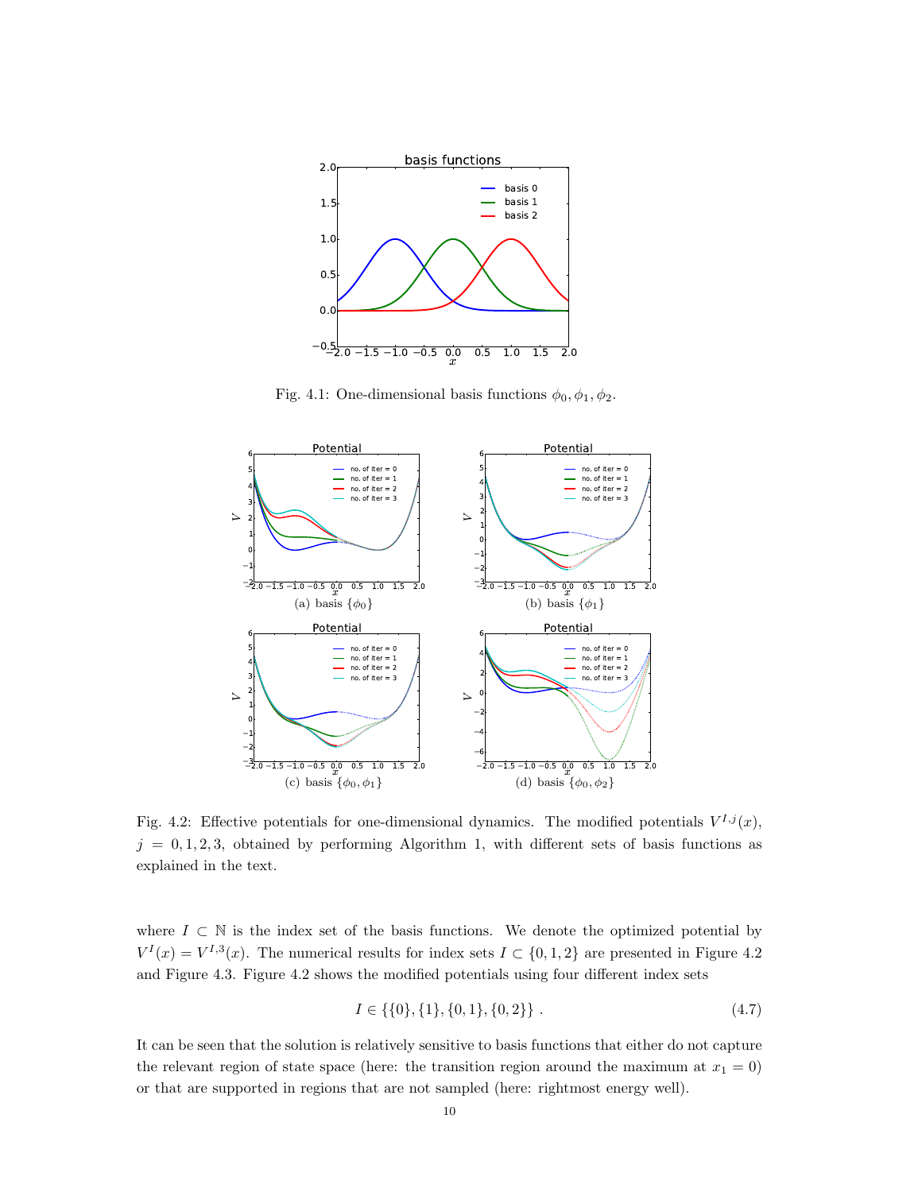Fig. 4.1: One-dimensional basis functions $\phi_0, \phi_1, \phi_2$.

(a) basis $\{\phi_0\}$

(b) basis $\{\phi_1\}$

(c) basis $\{\phi_0, \phi_1\}$

(d) basis $\{\phi_0, \phi_2\}$

Fig. 4.2: Effective potentials for one-dimensional dynamics. The modified potentials $V^{I,j}(x)$, $j = 0, 1, 2, 3$, obtained by performing Algorithm 1, with different sets of basis functions as explained in the text.

where $I \subset \mathbb{N}$ is the index set of the basis functions. We denote the optimized potential by $V^I(x) = V^{I,3}(x)$. The numerical results for index sets $I \subset \{0, 1, 2\}$ are presented in Figure 4.2 and Figure 4.3. Figure 4.2 shows the modified potentials using four different index sets

$$I \in \{\{0\}, \{1\}, \{0, 1\}, \{0, 2\}\} \,. \tag{4.7}$$

It can be seen that the solution is relatively sensitive to basis functions that either do not capture the relevant region of state space (here: the transition region around the maximum at $x_1 = 0$) or that are supported in regions that are not sampled (here: rightmost energy well).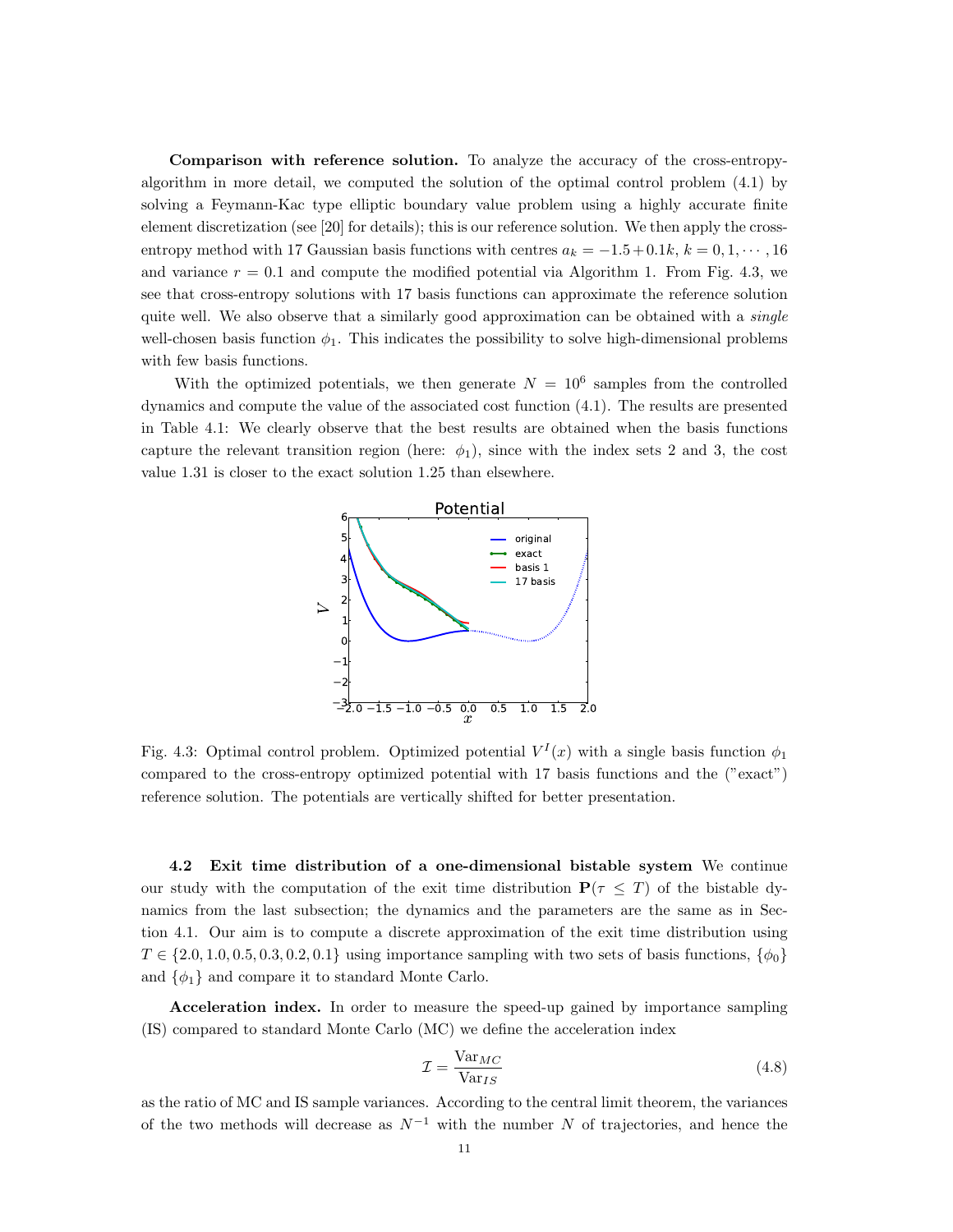**Comparison with reference solution.** To analyze the accuracy of the cross-entropy-algorithm in more detail, we computed the solution of the optimal control problem (4.1) by solving a Feymann-Kac type elliptic boundary value problem using a highly accurate finite element discretization (see [20] for details); this is our reference solution. We then apply the cross-entropy method with 17 Gaussian basis functions with centres $a_k = -1.5 + 0.1k$, $k = 0, 1, \cdots, 16$ and variance $r = 0.1$ and compute the modified potential via Algorithm 1. From Fig. 4.3, we see that cross-entropy solutions with 17 basis functions can approximate the reference solution quite well. We also observe that a similarly good approximation can be obtained with a *single* well-chosen basis function $\phi_1$. This indicates the possibility to solve high-dimensional problems with few basis functions.

With the optimized potentials, we then generate $N = 10^6$ samples from the controlled dynamics and compute the value of the associated cost function (4.1). The results are presented in Table 4.1: We clearly observe that the best results are obtained when the basis functions capture the relevant transition region (here: $\phi_1$), since with the index sets 2 and 3, the cost value 1.31 is closer to the exact solution 1.25 than elsewhere.

Fig. 4.3: Optimal control problem. Optimized potential $V^I(x)$ with a single basis function $\phi_1$ compared to the cross-entropy optimized potential with 17 basis functions and the ("exact") reference solution. The potentials are vertically shifted for better presentation.

**4.2 Exit time distribution of a one-dimensional bistable system** We continue our study with the computation of the exit time distribution $\mathbf{P}(\tau \leq T)$ of the bistable dynamics from the last subsection; the dynamics and the parameters are the same as in Section 4.1. Our aim is to compute a discrete approximation of the exit time distribution using $T \in \{2.0, 1.0, 0.5, 0.3, 0.2, 0.1\}$ using importance sampling with two sets of basis functions, $\{\phi_0\}$ and $\{\phi_1\}$ and compare it to standard Monte Carlo.

**Acceleration index.** In order to measure the speed-up gained by importance sampling (IS) compared to standard Monte Carlo (MC) we define the acceleration index

$$\mathcal{I} = \frac{\mathrm{Var}_{MC}}{\mathrm{Var}_{IS}} \tag{4.8}$$

as the ratio of MC and IS sample variances. According to the central limit theorem, the variances of the two methods will decrease as $N^{-1}$ with the number $N$ of trajectories, and hence the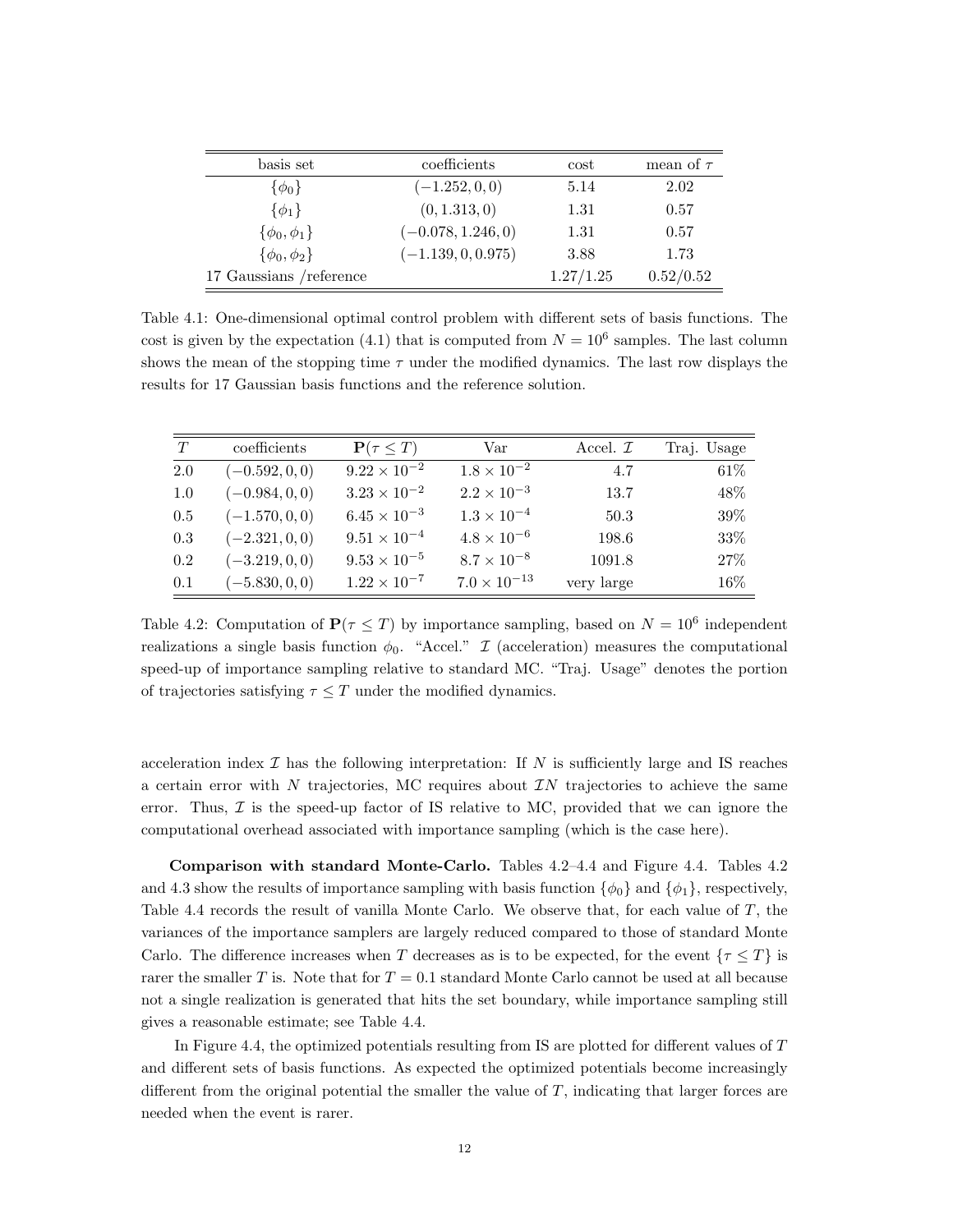| basis set | coefficients | cost | mean of $\tau$ |
|---|---|---|---|
| $\{\phi_0\}$ | $(-1.252, 0, 0)$ | 5.14 | 2.02 |
| $\{\phi_1\}$ | $(0, 1.313, 0)$ | 1.31 | 0.57 |
| $\{\phi_0, \phi_1\}$ | $(-0.078, 1.246, 0)$ | 1.31 | 0.57 |
| $\{\phi_0, \phi_2\}$ | $(-1.139, 0, 0.975)$ | 3.88 | 1.73 |
| 17 Gaussians /reference | | 1.27/1.25 | 0.52/0.52 |

Table 4.1: One-dimensional optimal control problem with different sets of basis functions. The cost is given by the expectation (4.1) that is computed from $N = 10^6$ samples. The last column shows the mean of the stopping time $\tau$ under the modified dynamics. The last row displays the results for 17 Gaussian basis functions and the reference solution.

| $T$ | coefficients | $\mathbf{P}(\tau \leq T)$ | Var | Accel. $\mathcal{I}$ | Traj. Usage |
|---|---|---|---|---|---|
| 2.0 | $(-0.592, 0, 0)$ | $9.22 \times 10^{-2}$ | $1.8 \times 10^{-2}$ | 4.7 | 61% |
| 1.0 | $(-0.984, 0, 0)$ | $3.23 \times 10^{-2}$ | $2.2 \times 10^{-3}$ | 13.7 | 48% |
| 0.5 | $(-1.570, 0, 0)$ | $6.45 \times 10^{-3}$ | $1.3 \times 10^{-4}$ | 50.3 | 39% |
| 0.3 | $(-2.321, 0, 0)$ | $9.51 \times 10^{-4}$ | $4.8 \times 10^{-6}$ | 198.6 | 33% |
| 0.2 | $(-3.219, 0, 0)$ | $9.53 \times 10^{-5}$ | $8.7 \times 10^{-8}$ | 1091.8 | 27% |
| 0.1 | $(-5.830, 0, 0)$ | $1.22 \times 10^{-7}$ | $7.0 \times 10^{-13}$ | very large | 16% |

Table 4.2: Computation of $\mathbf{P}(\tau \leq T)$ by importance sampling, based on $N = 10^6$ independent realizations a single basis function $\phi_0$. "Accel." $\mathcal{I}$ (acceleration) measures the computational speed-up of importance sampling relative to standard MC. "Traj. Usage" denotes the portion of trajectories satisfying $\tau \leq T$ under the modified dynamics.

acceleration index $\mathcal{I}$ has the following interpretation: If $N$ is sufficiently large and IS reaches a certain error with $N$ trajectories, MC requires about $\mathcal{I}N$ trajectories to achieve the same error. Thus, $\mathcal{I}$ is the speed-up factor of IS relative to MC, provided that we can ignore the computational overhead associated with importance sampling (which is the case here).

**Comparison with standard Monte-Carlo.** Tables 4.2–4.4 and Figure 4.4. Tables 4.2 and 4.3 show the results of importance sampling with basis function $\{\phi_0\}$ and $\{\phi_1\}$, respectively, Table 4.4 records the result of vanilla Monte Carlo. We observe that, for each value of $T$, the variances of the importance samplers are largely reduced compared to those of standard Monte Carlo. The difference increases when $T$ decreases as is to be expected, for the event $\{\tau \leq T\}$ is rarer the smaller $T$ is. Note that for $T = 0.1$ standard Monte Carlo cannot be used at all because not a single realization is generated that hits the set boundary, while importance sampling still gives a reasonable estimate; see Table 4.4.

In Figure 4.4, the optimized potentials resulting from IS are plotted for different values of $T$ and different sets of basis functions. As expected the optimized potentials become increasingly different from the original potential the smaller the value of $T$, indicating that larger forces are needed when the event is rarer.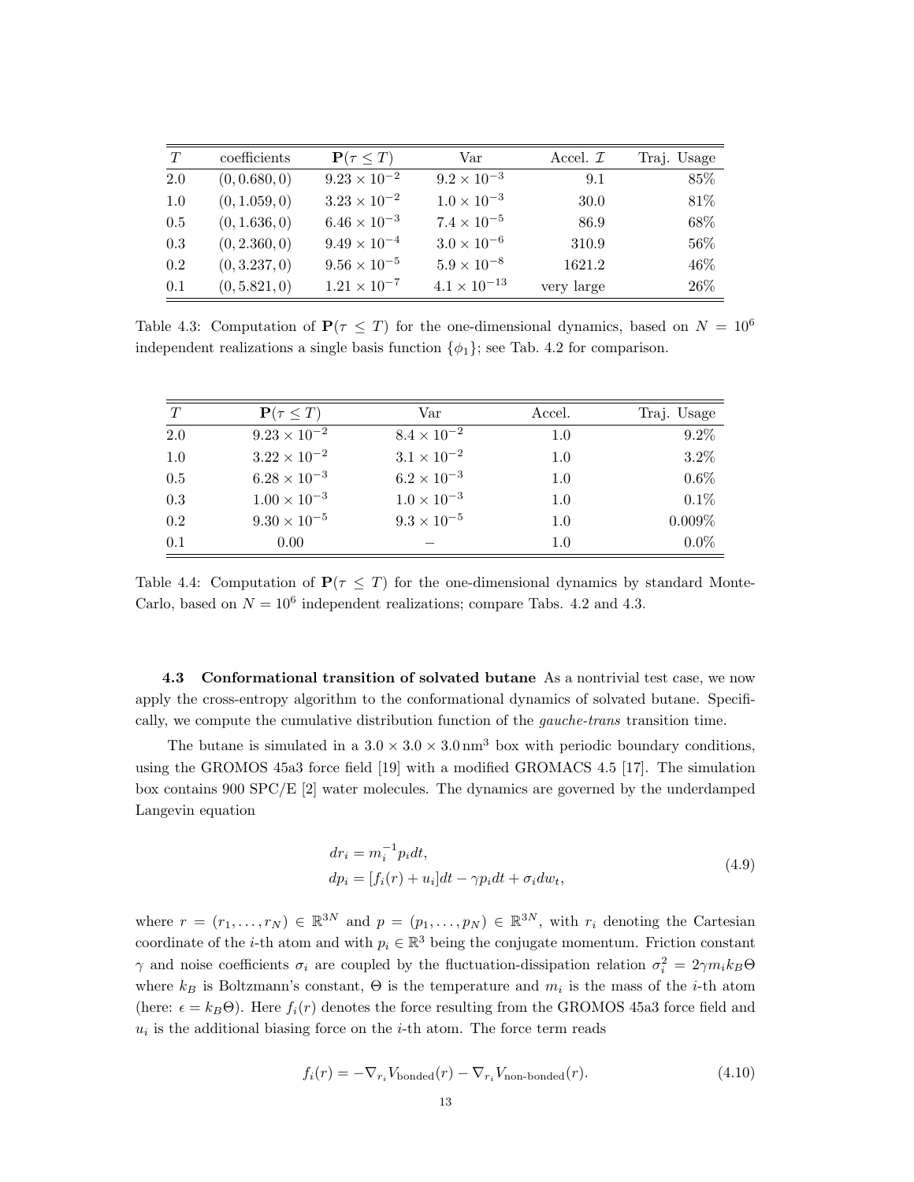| $T$ | coefficients | $\mathbf{P}(\tau \leq T)$ | Var | Accel. $\mathcal{I}$ | Traj. Usage |
|---|---|---|---|---|---|
| 2.0 | $(0, 0.680, 0)$ | $9.23 \times 10^{-2}$ | $9.2 \times 10^{-3}$ | 9.1 | 85% |
| 1.0 | $(0, 1.059, 0)$ | $3.23 \times 10^{-2}$ | $1.0 \times 10^{-3}$ | 30.0 | 81% |
| 0.5 | $(0, 1.636, 0)$ | $6.46 \times 10^{-3}$ | $7.4 \times 10^{-5}$ | 86.9 | 68% |
| 0.3 | $(0, 2.360, 0)$ | $9.49 \times 10^{-4}$ | $3.0 \times 10^{-6}$ | 310.9 | 56% |
| 0.2 | $(0, 3.237, 0)$ | $9.56 \times 10^{-5}$ | $5.9 \times 10^{-8}$ | 1621.2 | 46% |
| 0.1 | $(0, 5.821, 0)$ | $1.21 \times 10^{-7}$ | $4.1 \times 10^{-13}$ | very large | 26% |

Table 4.3: Computation of $\mathbf{P}(\tau \leq T)$ for the one-dimensional dynamics, based on $N = 10^6$ independent realizations a single basis function $\{\phi_1\}$; see Tab. 4.2 for comparison.

| $T$ | $\mathbf{P}(\tau \leq T)$ | Var | Accel. | Traj. Usage |
|---|---|---|---|---|
| 2.0 | $9.23 \times 10^{-2}$ | $8.4 \times 10^{-2}$ | 1.0 | 9.2% |
| 1.0 | $3.22 \times 10^{-2}$ | $3.1 \times 10^{-2}$ | 1.0 | 3.2% |
| 0.5 | $6.28 \times 10^{-3}$ | $6.2 \times 10^{-3}$ | 1.0 | 0.6% |
| 0.3 | $1.00 \times 10^{-3}$ | $1.0 \times 10^{-3}$ | 1.0 | 0.1% |
| 0.2 | $9.30 \times 10^{-5}$ | $9.3 \times 10^{-5}$ | 1.0 | 0.009% |
| 0.1 | 0.00 | − | 1.0 | 0.0% |

Table 4.4: Computation of $\mathbf{P}(\tau \leq T)$ for the one-dimensional dynamics by standard Monte-Carlo, based on $N = 10^6$ independent realizations; compare Tabs. 4.2 and 4.3.

**4.3 Conformational transition of solvated butane** As a nontrivial test case, we now apply the cross-entropy algorithm to the conformational dynamics of solvated butane. Specifically, we compute the cumulative distribution function of the *gauche-trans* transition time.

The butane is simulated in a $3.0 \times 3.0 \times 3.0\,\mathrm{nm}^3$ box with periodic boundary conditions, using the GROMOS 45a3 force field [19] with a modified GROMACS 4.5 [17]. The simulation box contains 900 SPC/E [2] water molecules. The dynamics are governed by the underdamped Langevin equation

$$
\begin{aligned}
dr_i &= m_i^{-1} p_i dt, \\
dp_i &= [f_i(r) + u_i]dt - \gamma p_i dt + \sigma_i dw_t,
\end{aligned}
\tag{4.9}
$$

where $r = (r_1, \ldots, r_N) \in \mathbb{R}^{3N}$ and $p = (p_1, \ldots, p_N) \in \mathbb{R}^{3N}$, with $r_i$ denoting the Cartesian coordinate of the $i$-th atom and with $p_i \in \mathbb{R}^3$ being the conjugate momentum. Friction constant $\gamma$ and noise coefficients $\sigma_i$ are coupled by the fluctuation-dissipation relation $\sigma_i^2 = 2\gamma m_i k_B \Theta$ where $k_B$ is Boltzmann's constant, $\Theta$ is the temperature and $m_i$ is the mass of the $i$-th atom (here: $\epsilon = k_B \Theta$). Here $f_i(r)$ denotes the force resulting from the GROMOS 45a3 force field and $u_i$ is the additional biasing force on the $i$-th atom. The force term reads

$$
f_i(r) = -\nabla_{r_i} V_{\text{bonded}}(r) - \nabla_{r_i} V_{\text{non-bonded}}(r).
\tag{4.10}
$$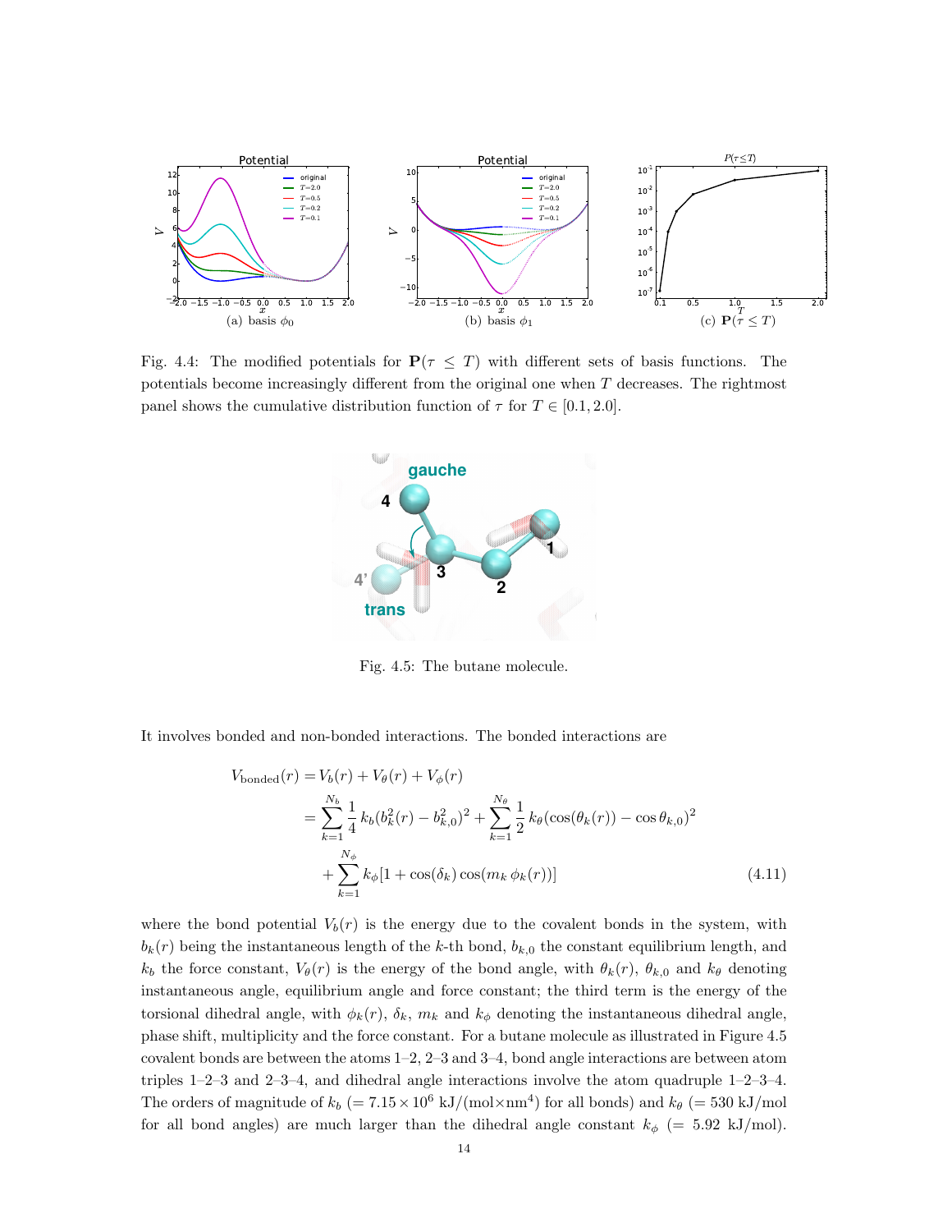Fig. 4.4: The modified potentials for $\mathbf{P}(\tau \le T)$ with different sets of basis functions. The potentials become increasingly different from the original one when $T$ decreases. The rightmost panel shows the cumulative distribution function of $\tau$ for $T \in [0.1, 2.0]$.

Fig. 4.5: The butane molecule.

It involves bonded and non-bonded interactions. The bonded interactions are

$$
\begin{aligned}
V_{\text{bonded}}(r) &= V_b(r) + V_\theta(r) + V_\phi(r) \\
&= \sum_{k=1}^{N_b} \frac{1}{4}\, k_b (b_k^2(r) - b_{k,0}^2)^2 + \sum_{k=1}^{N_\theta} \frac{1}{2}\, k_\theta (\cos(\theta_k(r)) - \cos\theta_{k,0})^2 \\
&\quad + \sum_{k=1}^{N_\phi} k_\phi [1 + \cos(\delta_k) \cos(m_k\, \phi_k(r))]
\end{aligned}
\tag{4.11}
$$

where the bond potential $V_b(r)$ is the energy due to the covalent bonds in the system, with $b_k(r)$ being the instantaneous length of the $k$-th bond, $b_{k,0}$ the constant equilibrium length, and $k_b$ the force constant, $V_\theta(r)$ is the energy of the bond angle, with $\theta_k(r)$, $\theta_{k,0}$ and $k_\theta$ denoting instantaneous angle, equilibrium angle and force constant; the third term is the energy of the torsional dihedral angle, with $\phi_k(r)$, $\delta_k$, $m_k$ and $k_\phi$ denoting the instantaneous dihedral angle, phase shift, multiplicity and the force constant. For a butane molecule as illustrated in Figure 4.5 covalent bonds are between the atoms 1–2, 2–3 and 3–4, bond angle interactions are between atom triples 1–2–3 and 2–3–4, and dihedral angle interactions involve the atom quadruple 1–2–3–4. The orders of magnitude of $k_b$ ($= 7.15 \times 10^6$ kJ/(mol$\times$nm$^4$) for all bonds) and $k_\theta$ ($= 530$ kJ/mol for all bond angles) are much larger than the dihedral angle constant $k_\phi$ ($= 5.92$ kJ/mol).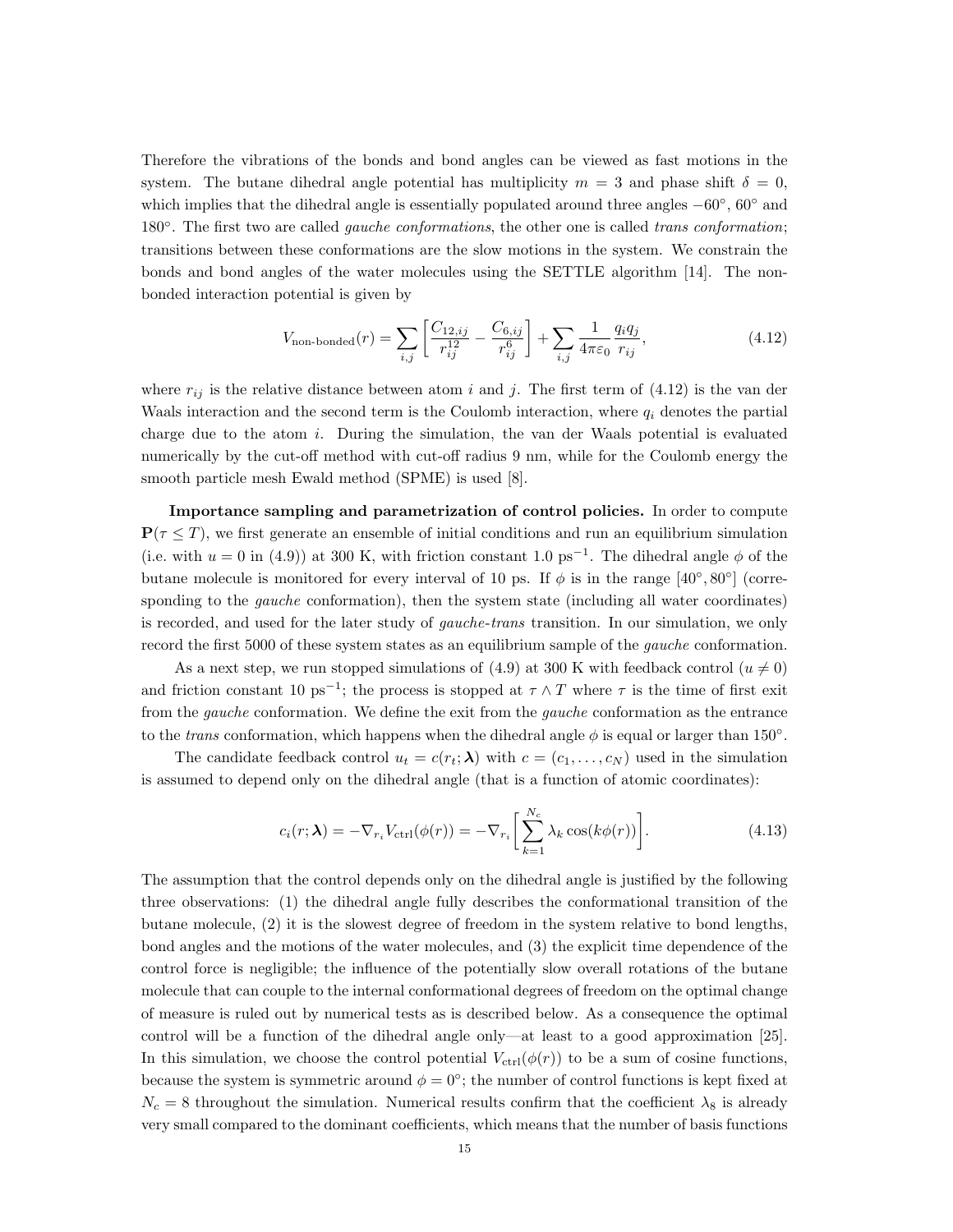Therefore the vibrations of the bonds and bond angles can be viewed as fast motions in the system. The butane dihedral angle potential has multiplicity $m = 3$ and phase shift $\delta = 0$, which implies that the dihedral angle is essentially populated around three angles $-60°$, $60°$ and $180°$. The first two are called *gauche conformations*, the other one is called *trans conformation*; transitions between these conformations are the slow motions in the system. We constrain the bonds and bond angles of the water molecules using the SETTLE algorithm [14]. The non-bonded interaction potential is given by

$$V_{\text{non-bonded}}(r) = \sum_{i,j} \left[ \frac{C_{12,ij}}{r_{ij}^{12}} - \frac{C_{6,ij}}{r_{ij}^{6}} \right] + \sum_{i,j} \frac{1}{4\pi\varepsilon_0} \frac{q_i q_j}{r_{ij}}, \tag{4.12}$$

where $r_{ij}$ is the relative distance between atom $i$ and $j$. The first term of (4.12) is the van der Waals interaction and the second term is the Coulomb interaction, where $q_i$ denotes the partial charge due to the atom $i$. During the simulation, the van der Waals potential is evaluated numerically by the cut-off method with cut-off radius 9 nm, while for the Coulomb energy the smooth particle mesh Ewald method (SPME) is used [8].

**Importance sampling and parametrization of control policies.** In order to compute $\mathbf{P}(\tau \leq T)$, we first generate an ensemble of initial conditions and run an equilibrium simulation (i.e. with $u = 0$ in (4.9)) at 300 K, with friction constant 1.0 ps$^{-1}$. The dihedral angle $\phi$ of the butane molecule is monitored for every interval of 10 ps. If $\phi$ is in the range $[40°, 80°]$ (corresponding to the *gauche* conformation), then the system state (including all water coordinates) is recorded, and used for the later study of *gauche-trans* transition. In our simulation, we only record the first 5000 of these system states as an equilibrium sample of the *gauche* conformation.

As a next step, we run stopped simulations of (4.9) at 300 K with feedback control ($u \neq 0$) and friction constant 10 ps$^{-1}$; the process is stopped at $\tau \wedge T$ where $\tau$ is the time of first exit from the *gauche* conformation. We define the exit from the *gauche* conformation as the entrance to the *trans* conformation, which happens when the dihedral angle $\phi$ is equal or larger than $150°$.

The candidate feedback control $u_t = c(r_t; \boldsymbol{\lambda})$ with $c = (c_1, \ldots, c_N)$ used in the simulation is assumed to depend only on the dihedral angle (that is a function of atomic coordinates):

$$c_i(r; \boldsymbol{\lambda}) = -\nabla_{r_i} V_{\text{ctrl}}(\phi(r)) = -\nabla_{r_i} \left[ \sum_{k=1}^{N_c} \lambda_k \cos(k\phi(r)) \right]. \tag{4.13}$$

The assumption that the control depends only on the dihedral angle is justified by the following three observations: (1) the dihedral angle fully describes the conformational transition of the butane molecule, (2) it is the slowest degree of freedom in the system relative to bond lengths, bond angles and the motions of the water molecules, and (3) the explicit time dependence of the control force is negligible; the influence of the potentially slow overall rotations of the butane molecule that can couple to the internal conformational degrees of freedom on the optimal change of measure is ruled out by numerical tests as is described below. As a consequence the optimal control will be a function of the dihedral angle only—at least to a good approximation [25]. In this simulation, we choose the control potential $V_{\text{ctrl}}(\phi(r))$ to be a sum of cosine functions, because the system is symmetric around $\phi = 0°$; the number of control functions is kept fixed at $N_c = 8$ throughout the simulation. Numerical results confirm that the coefficient $\lambda_8$ is already very small compared to the dominant coefficients, which means that the number of basis functions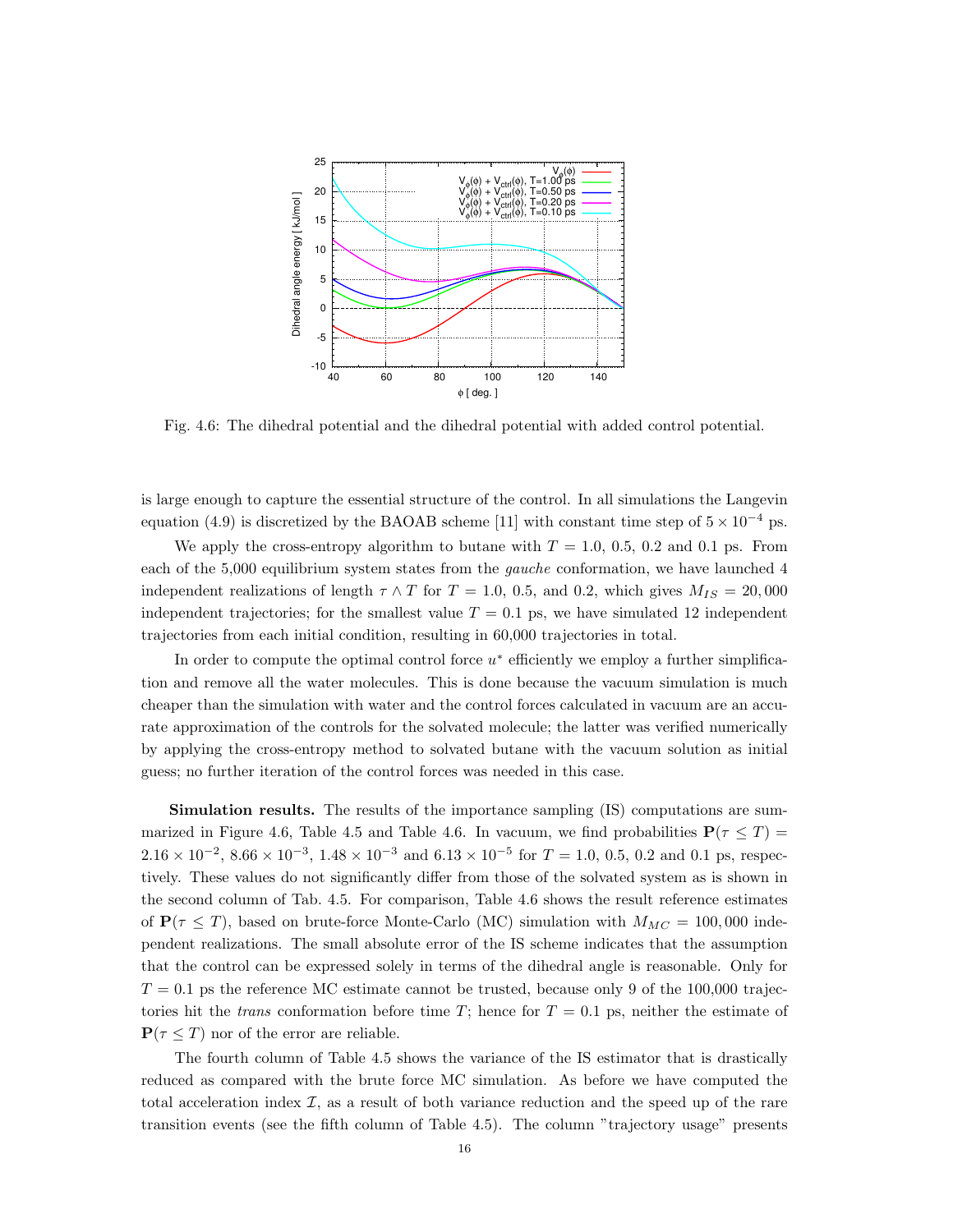Fig. 4.6: The dihedral potential and the dihedral potential with added control potential.

is large enough to capture the essential structure of the control. In all simulations the Langevin equation (4.9) is discretized by the BAOAB scheme [11] with constant time step of $5 \times 10^{-4}$ ps.

We apply the cross-entropy algorithm to butane with $T = 1.0$, 0.5, 0.2 and 0.1 ps. From each of the 5,000 equilibrium system states from the *gauche* conformation, we have launched 4 independent realizations of length $\tau \wedge T$ for $T = 1.0$, 0.5, and 0.2, which gives $M_{IS} = 20,000$ independent trajectories; for the smallest value $T = 0.1$ ps, we have simulated 12 independent trajectories from each initial condition, resulting in 60,000 trajectories in total.

In order to compute the optimal control force $u^*$ efficiently we employ a further simplification and remove all the water molecules. This is done because the vacuum simulation is much cheaper than the simulation with water and the control forces calculated in vacuum are an accurate approximation of the controls for the solvated molecule; the latter was verified numerically by applying the cross-entropy method to solvated butane with the vacuum solution as initial guess; no further iteration of the control forces was needed in this case.

**Simulation results.** The results of the importance sampling (IS) computations are summarized in Figure 4.6, Table 4.5 and Table 4.6. In vacuum, we find probabilities $\mathbf{P}(\tau \leq T) = 2.16 \times 10^{-2}$, $8.66 \times 10^{-3}$, $1.48 \times 10^{-3}$ and $6.13 \times 10^{-5}$ for $T = 1.0$, 0.5, 0.2 and 0.1 ps, respectively. These values do not significantly differ from those of the solvated system as is shown in the second column of Tab. 4.5. For comparison, Table 4.6 shows the result reference estimates of $\mathbf{P}(\tau \leq T)$, based on brute-force Monte-Carlo (MC) simulation with $M_{MC} = 100,000$ independent realizations. The small absolute error of the IS scheme indicates that the assumption that the control can be expressed solely in terms of the dihedral angle is reasonable. Only for $T = 0.1$ ps the reference MC estimate cannot be trusted, because only 9 of the 100,000 trajectories hit the *trans* conformation before time $T$; hence for $T = 0.1$ ps, neither the estimate of $\mathbf{P}(\tau \leq T)$ nor of the error are reliable.

The fourth column of Table 4.5 shows the variance of the IS estimator that is drastically reduced as compared with the brute force MC simulation. As before we have computed the total acceleration index $\mathcal{I}$, as a result of both variance reduction and the speed up of the rare transition events (see the fifth column of Table 4.5). The column "trajectory usage" presents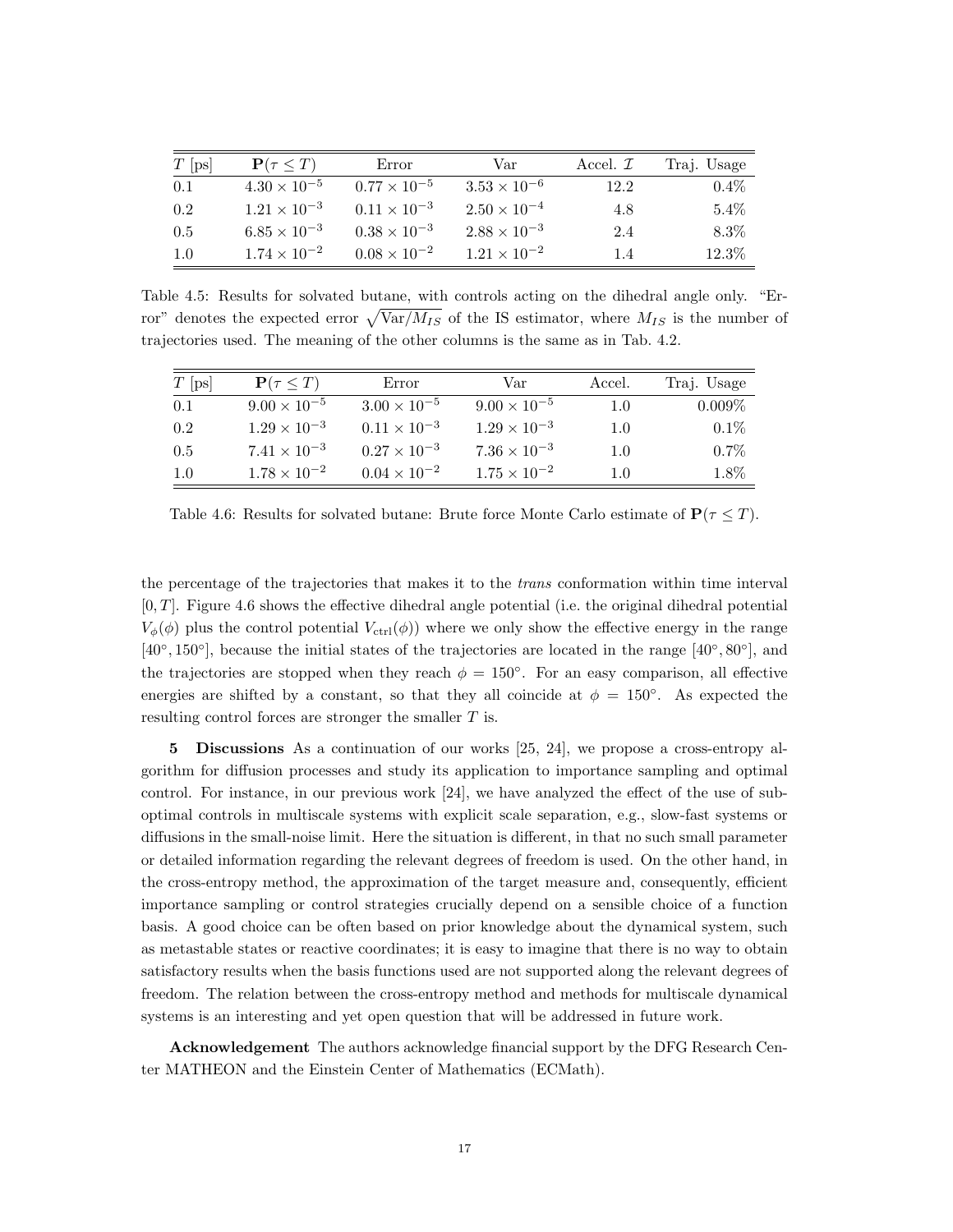| $T$ [ps] | $\mathbf{P}(\tau \leq T)$ | Error | Var | Accel. $\mathcal{I}$ | Traj. Usage |
|---|---|---|---|---|---|
| 0.1 | $4.30 \times 10^{-5}$ | $0.77 \times 10^{-5}$ | $3.53 \times 10^{-6}$ | 12.2 | 0.4% |
| 0.2 | $1.21 \times 10^{-3}$ | $0.11 \times 10^{-3}$ | $2.50 \times 10^{-4}$ | 4.8 | 5.4% |
| 0.5 | $6.85 \times 10^{-3}$ | $0.38 \times 10^{-3}$ | $2.88 \times 10^{-3}$ | 2.4 | 8.3% |
| 1.0 | $1.74 \times 10^{-2}$ | $0.08 \times 10^{-2}$ | $1.21 \times 10^{-2}$ | 1.4 | 12.3% |

Table 4.5: Results for solvated butane, with controls acting on the dihedral angle only. "Error" denotes the expected error $\sqrt{\mathrm{Var}/M_{IS}}$ of the IS estimator, where $M_{IS}$ is the number of trajectories used. The meaning of the other columns is the same as in Tab. 4.2.

| $T$ [ps] | $\mathbf{P}(\tau \leq T)$ | Error | Var | Accel. | Traj. Usage |
|---|---|---|---|---|---|
| 0.1 | $9.00 \times 10^{-5}$ | $3.00 \times 10^{-5}$ | $9.00 \times 10^{-5}$ | 1.0 | 0.009% |
| 0.2 | $1.29 \times 10^{-3}$ | $0.11 \times 10^{-3}$ | $1.29 \times 10^{-3}$ | 1.0 | 0.1% |
| 0.5 | $7.41 \times 10^{-3}$ | $0.27 \times 10^{-3}$ | $7.36 \times 10^{-3}$ | 1.0 | 0.7% |
| 1.0 | $1.78 \times 10^{-2}$ | $0.04 \times 10^{-2}$ | $1.75 \times 10^{-2}$ | 1.0 | 1.8% |

Table 4.6: Results for solvated butane: Brute force Monte Carlo estimate of $\mathbf{P}(\tau \leq T)$.

the percentage of the trajectories that makes it to the *trans* conformation within time interval $[0, T]$. Figure 4.6 shows the effective dihedral angle potential (i.e. the original dihedral potential $V_\phi(\phi)$ plus the control potential $V_{\mathrm{ctrl}}(\phi)$) where we only show the effective energy in the range $[40°, 150°]$, because the initial states of the trajectories are located in the range $[40°, 80°]$, and the trajectories are stopped when they reach $\phi = 150°$. For an easy comparison, all effective energies are shifted by a constant, so that they all coincide at $\phi = 150°$. As expected the resulting control forces are stronger the smaller $T$ is.

**5 Discussions** As a continuation of our works [25, 24], we propose a cross-entropy algorithm for diffusion processes and study its application to importance sampling and optimal control. For instance, in our previous work [24], we have analyzed the effect of the use of suboptimal controls in multiscale systems with explicit scale separation, e.g., slow-fast systems or diffusions in the small-noise limit. Here the situation is different, in that no such small parameter or detailed information regarding the relevant degrees of freedom is used. On the other hand, in the cross-entropy method, the approximation of the target measure and, consequently, efficient importance sampling or control strategies crucially depend on a sensible choice of a function basis. A good choice can be often based on prior knowledge about the dynamical system, such as metastable states or reactive coordinates; it is easy to imagine that there is no way to obtain satisfactory results when the basis functions used are not supported along the relevant degrees of freedom. The relation between the cross-entropy method and methods for multiscale dynamical systems is an interesting and yet open question that will be addressed in future work.

**Acknowledgement** The authors acknowledge financial support by the DFG Research Center MATHEON and the Einstein Center of Mathematics (ECMath).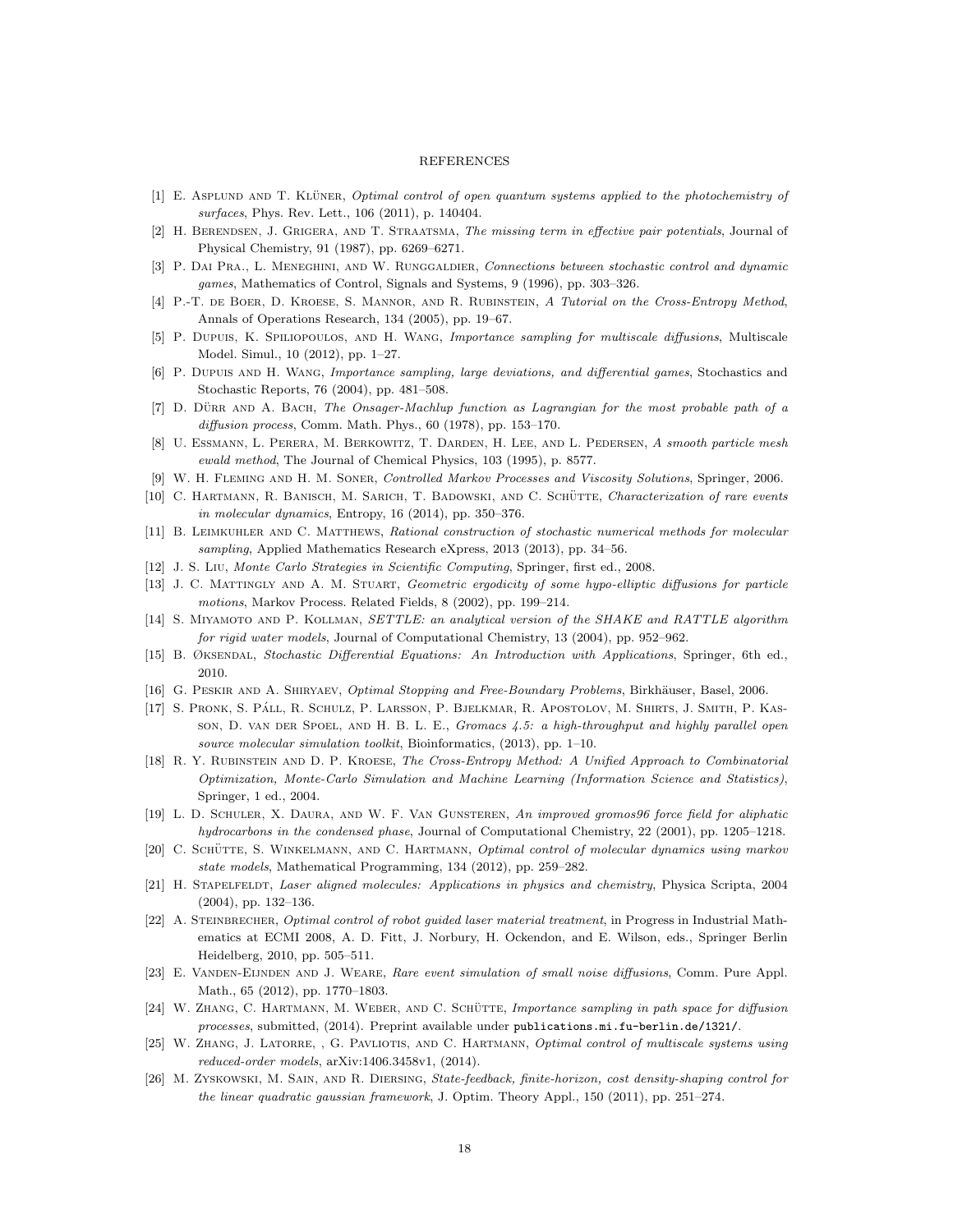# REFERENCES

[1] E. Asplund and T. Klüner, *Optimal control of open quantum systems applied to the photochemistry of surfaces*, Phys. Rev. Lett., 106 (2011), p. 140404.

[2] H. Berendsen, J. Grigera, and T. Straatsma, *The missing term in effective pair potentials*, Journal of Physical Chemistry, 91 (1987), pp. 6269–6271.

[3] P. Dai Pra., L. Meneghini, and W. Runggaldier, *Connections between stochastic control and dynamic games*, Mathematics of Control, Signals and Systems, 9 (1996), pp. 303–326.

[4] P.-T. de Boer, D. Kroese, S. Mannor, and R. Rubinstein, *A Tutorial on the Cross-Entropy Method*, Annals of Operations Research, 134 (2005), pp. 19–67.

[5] P. Dupuis, K. Spiliopoulos, and H. Wang, *Importance sampling for multiscale diffusions*, Multiscale Model. Simul., 10 (2012), pp. 1–27.

[6] P. Dupuis and H. Wang, *Importance sampling, large deviations, and differential games*, Stochastics and Stochastic Reports, 76 (2004), pp. 481–508.

[7] D. Dürr and A. Bach, *The Onsager-Machlup function as Lagrangian for the most probable path of a diffusion process*, Comm. Math. Phys., 60 (1978), pp. 153–170.

[8] U. Essmann, L. Perera, M. Berkowitz, T. Darden, H. Lee, and L. Pedersen, *A smooth particle mesh ewald method*, The Journal of Chemical Physics, 103 (1995), p. 8577.

[9] W. H. Fleming and H. M. Soner, *Controlled Markov Processes and Viscosity Solutions*, Springer, 2006.

[10] C. Hartmann, R. Banisch, M. Sarich, T. Badowski, and C. Schütte, *Characterization of rare events in molecular dynamics*, Entropy, 16 (2014), pp. 350–376.

[11] B. Leimkuhler and C. Matthews, *Rational construction of stochastic numerical methods for molecular sampling*, Applied Mathematics Research eXpress, 2013 (2013), pp. 34–56.

[12] J. S. Liu, *Monte Carlo Strategies in Scientific Computing*, Springer, first ed., 2008.

[13] J. C. Mattingly and A. M. Stuart, *Geometric ergodicity of some hypo-elliptic diffusions for particle motions*, Markov Process. Related Fields, 8 (2002), pp. 199–214.

[14] S. Miyamoto and P. Kollman, *SETTLE: an analytical version of the SHAKE and RATTLE algorithm for rigid water models*, Journal of Computational Chemistry, 13 (2004), pp. 952–962.

[15] B. Øksendal, *Stochastic Differential Equations: An Introduction with Applications*, Springer, 6th ed., 2010.

[16] G. Peskir and A. Shiryaev, *Optimal Stopping and Free-Boundary Problems*, Birkhäuser, Basel, 2006.

[17] S. Pronk, S. Páll, R. Schulz, P. Larsson, P. Bjelkmar, R. Apostolov, M. Shirts, J. Smith, P. Kasson, D. van der Spoel, and H. B. L. E., *Gromacs 4.5: a high-throughput and highly parallel open source molecular simulation toolkit*, Bioinformatics, (2013), pp. 1–10.

[18] R. Y. Rubinstein and D. P. Kroese, *The Cross-Entropy Method: A Unified Approach to Combinatorial Optimization, Monte-Carlo Simulation and Machine Learning (Information Science and Statistics)*, Springer, 1 ed., 2004.

[19] L. D. Schuler, X. Daura, and W. F. Van Gunsteren, *An improved gromos96 force field for aliphatic hydrocarbons in the condensed phase*, Journal of Computational Chemistry, 22 (2001), pp. 1205–1218.

[20] C. Schütte, S. Winkelmann, and C. Hartmann, *Optimal control of molecular dynamics using markov state models*, Mathematical Programming, 134 (2012), pp. 259–282.

[21] H. Stapelfeldt, *Laser aligned molecules: Applications in physics and chemistry*, Physica Scripta, 2004 (2004), pp. 132–136.

[22] A. Steinbrecher, *Optimal control of robot guided laser material treatment*, in Progress in Industrial Mathematics at ECMI 2008, A. D. Fitt, J. Norbury, H. Ockendon, and E. Wilson, eds., Springer Berlin Heidelberg, 2010, pp. 505–511.

[23] E. Vanden-Eijnden and J. Weare, *Rare event simulation of small noise diffusions*, Comm. Pure Appl. Math., 65 (2012), pp. 1770–1803.

[24] W. Zhang, C. Hartmann, M. Weber, and C. Schütte, *Importance sampling in path space for diffusion processes*, submitted, (2014). Preprint available under `publications.mi.fu-berlin.de/1321/`.

[25] W. Zhang, J. Latorre, , G. Pavliotis, and C. Hartmann, *Optimal control of multiscale systems using reduced-order models*, arXiv:1406.3458v1, (2014).

[26] M. Zyskowski, M. Sain, and R. Diersing, *State-feedback, finite-horizon, cost density-shaping control for the linear quadratic gaussian framework*, J. Optim. Theory Appl., 150 (2011), pp. 251–274.